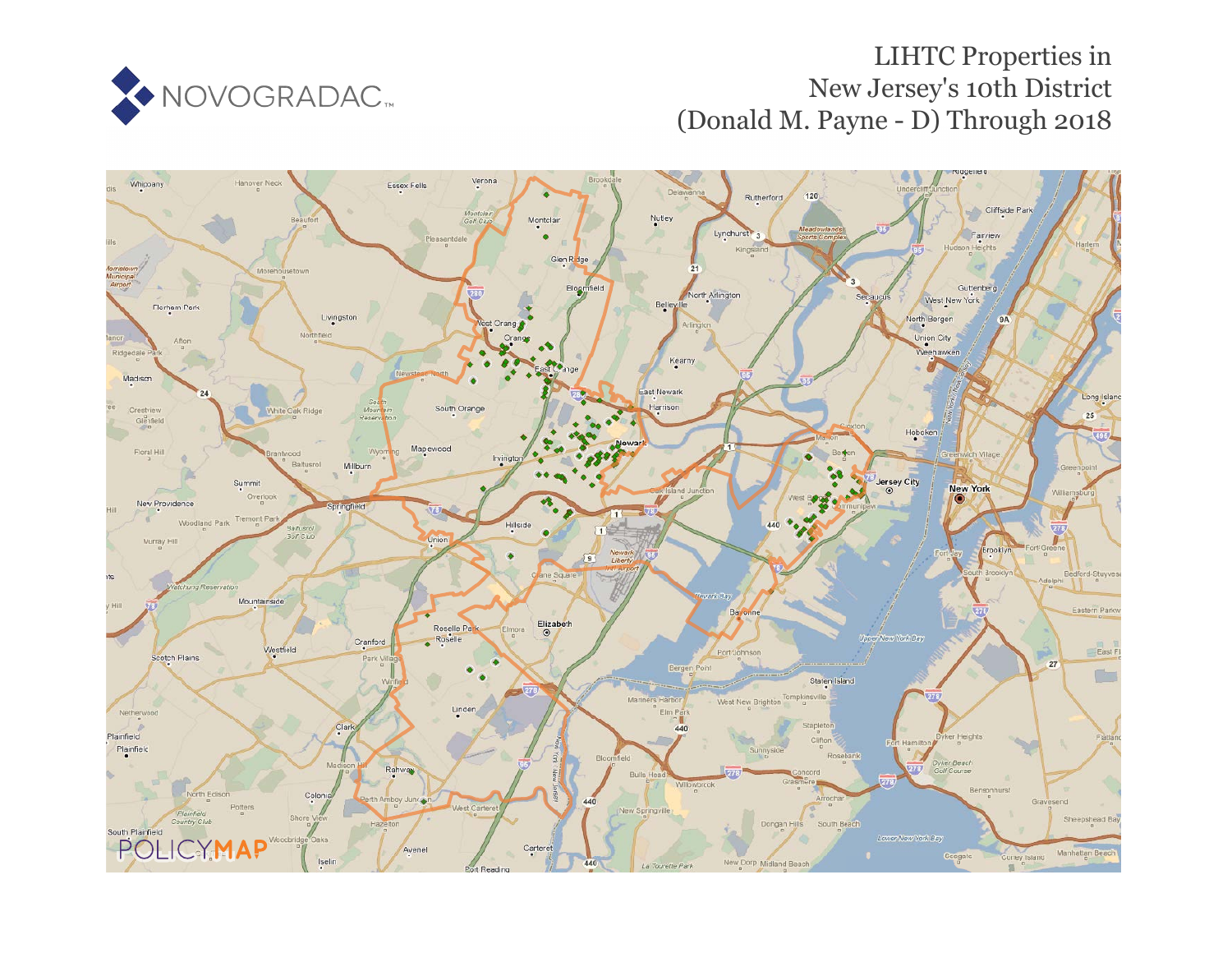NOVOGRADAC

# LIHTC Properties in New Jersey's 10th District (Donald M. Payne - D) Through 2018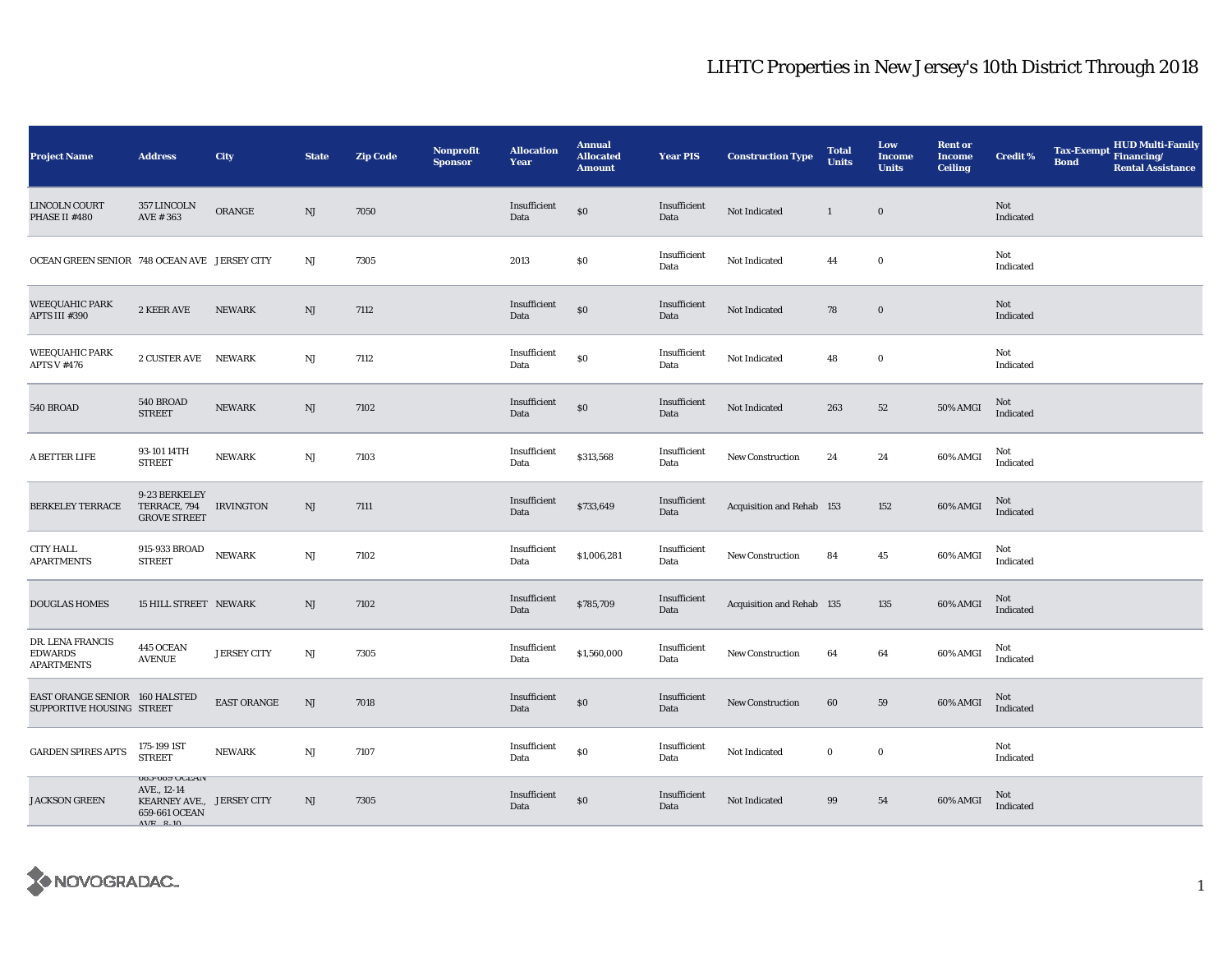# LIHTC Properties in New Jersey's 10th District Through 2018

| Project Name | Address | City | State | Zip Code | Nonprofit Sponsor | Allocation Year | Annual Allocated Amount | Year PIS | Construction Type | Total Units | Low Income Units | Rent or Income Ceiling | Credit % | Tax-Exempt Bond | HUD Multi-Family Financing/ Rental Assistance |
|---|---|---|---|---|---|---|---|---|---|---|---|---|---|---|---|
| LINCOLN COURT PHASE II #480 | 357 LINCOLN AVE # 363 | ORANGE | NJ | 7050 | | Insufficient Data | $0 | Insufficient Data | Not Indicated | 1 | 0 | | Not Indicated | | |
| OCEAN GREEN SENIOR | 748 OCEAN AVE | JERSEY CITY | NJ | 7305 | | 2013 | $0 | Insufficient Data | Not Indicated | 44 | 0 | | Not Indicated | | |
| WEEQUAHIC PARK APTS III #390 | 2 KEER AVE | NEWARK | NJ | 7112 | | Insufficient Data | $0 | Insufficient Data | Not Indicated | 78 | 0 | | Not Indicated | | |
| WEEQUAHIC PARK APTS V #476 | 2 CUSTER AVE | NEWARK | NJ | 7112 | | Insufficient Data | $0 | Insufficient Data | Not Indicated | 48 | 0 | | Not Indicated | | |
| 540 BROAD | 540 BROAD STREET | NEWARK | NJ | 7102 | | Insufficient Data | $0 | Insufficient Data | Not Indicated | 263 | 52 | 50% AMGI | Not Indicated | | |
| A BETTER LIFE | 93-101 14TH STREET | NEWARK | NJ | 7103 | | Insufficient Data | $313,568 | Insufficient Data | New Construction | 24 | 24 | 60% AMGI | Not Indicated | | |
| BERKELEY TERRACE | 9-23 BERKELEY TERRACE, 794 GROVE STREET | IRVINGTON | NJ | 7111 | | Insufficient Data | $733,649 | Insufficient Data | Acquisition and Rehab | 153 | 152 | 60% AMGI | Not Indicated | | |
| CITY HALL APARTMENTS | 915-933 BROAD STREET | NEWARK | NJ | 7102 | | Insufficient Data | $1,006,281 | Insufficient Data | New Construction | 84 | 45 | 60% AMGI | Not Indicated | | |
| DOUGLAS HOMES | 15 HILL STREET | NEWARK | NJ | 7102 | | Insufficient Data | $785,709 | Insufficient Data | Acquisition and Rehab | 135 | 135 | 60% AMGI | Not Indicated | | |
| DR. LENA FRANCIS EDWARDS APARTMENTS | 445 OCEAN AVENUE | JERSEY CITY | NJ | 7305 | | Insufficient Data | $1,560,000 | Insufficient Data | New Construction | 64 | 64 | 60% AMGI | Not Indicated | | |
| EAST ORANGE SENIOR SUPPORTIVE HOUSING | 160 HALSTED STREET | EAST ORANGE | NJ | 7018 | | Insufficient Data | $0 | Insufficient Data | New Construction | 60 | 59 | 60% AMGI | Not Indicated | | |
| GARDEN SPIRES APTS | 175-199 1ST STREET | NEWARK | NJ | 7107 | | Insufficient Data | $0 | Insufficient Data | Not Indicated | 0 | 0 | | Not Indicated | | |
| JACKSON GREEN | 683-689 OCEAN AVE., 12-14 KEARNEY AVE., 659-661 OCEAN AVE., 8-10 | JERSEY CITY | NJ | 7305 | | Insufficient Data | $0 | Insufficient Data | Not Indicated | 99 | 54 | 60% AMGI | Not Indicated | | |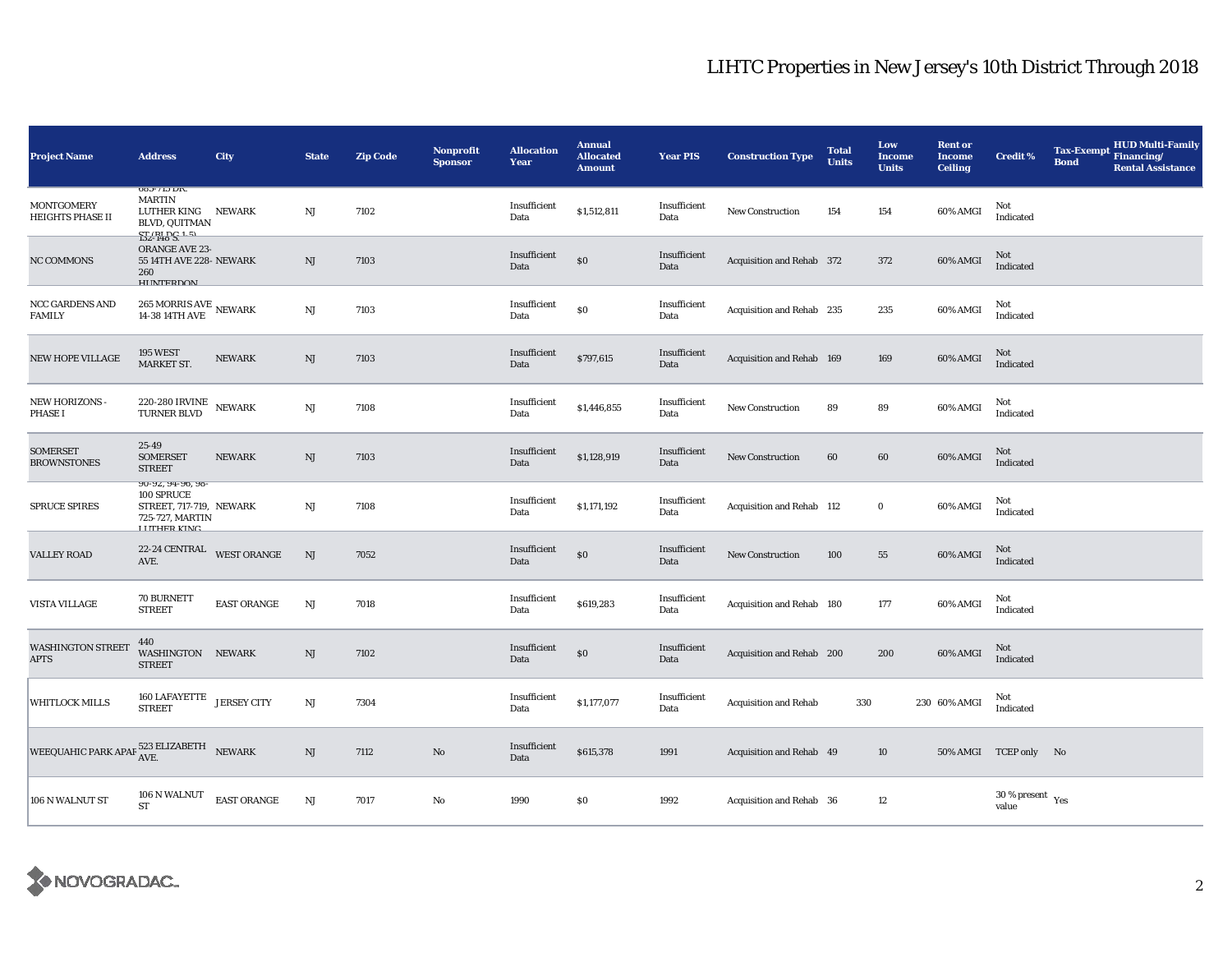# LIHTC Properties in New Jersey's 10th District Through 2018

| Project Name | Address | City | State | Zip Code | Nonprofit Sponsor | Allocation Year | Annual Allocated Amount | Year PIS | Construction Type | Total Units | Low Income Units | Rent or Income Ceiling | Credit % | Tax-Exempt Bond | HUD Multi-Family Financing/ Rental Assistance |
|---|---|---|---|---|---|---|---|---|---|---|---|---|---|---|---|
| MONTGOMERY HEIGHTS PHASE II | 683-713 DR. MARTIN LUTHER KING BLVD, QUITMAN ST (BLDG 1-5) | NEWARK | NJ | 7102 | | Insufficient Data | $1,512,811 | Insufficient Data | New Construction | 154 | 154 | 60% AMGI | Not Indicated | | |
| NC COMMONS | 132-146 S. ORANGE AVE 23-55 14TH AVE 228-260 HUNTERDON | NEWARK | NJ | 7103 | | Insufficient Data | $0 | Insufficient Data | Acquisition and Rehab | 372 | 372 | 60% AMGI | Not Indicated | | |
| NCC GARDENS AND FAMILY | 265 MORRIS AVE 14-38 14TH AVE | NEWARK | NJ | 7103 | | Insufficient Data | $0 | Insufficient Data | Acquisition and Rehab | 235 | 235 | 60% AMGI | Not Indicated | | |
| NEW HOPE VILLAGE | 195 WEST MARKET ST. | NEWARK | NJ | 7103 | | Insufficient Data | $797,615 | Insufficient Data | Acquisition and Rehab | 169 | 169 | 60% AMGI | Not Indicated | | |
| NEW HORIZONS - PHASE I | 220-280 IRVINE TURNER BLVD | NEWARK | NJ | 7108 | | Insufficient Data | $1,446,855 | Insufficient Data | New Construction | 89 | 89 | 60% AMGI | Not Indicated | | |
| SOMERSET BROWNSTONES | 25-49 SOMERSET STREET | NEWARK | NJ | 7103 | | Insufficient Data | $1,128,919 | Insufficient Data | New Construction | 60 | 60 | 60% AMGI | Not Indicated | | |
| SPRUCE SPIRES | 90-92, 94-96, 98-100 SPRUCE STREET, 717-719, 725-727, MARTIN LUTHER KING | NEWARK | NJ | 7108 | | Insufficient Data | $1,171,192 | Insufficient Data | Acquisition and Rehab | 112 | 0 | 60% AMGI | Not Indicated | | |
| VALLEY ROAD | 22-24 CENTRAL AVE. | WEST ORANGE | NJ | 7052 | | Insufficient Data | $0 | Insufficient Data | New Construction | 100 | 55 | 60% AMGI | Not Indicated | | |
| VISTA VILLAGE | 70 BURNETT STREET | EAST ORANGE | NJ | 7018 | | Insufficient Data | $619,283 | Insufficient Data | Acquisition and Rehab | 180 | 177 | 60% AMGI | Not Indicated | | |
| WASHINGTON STREET APTS | 440 WASHINGTON STREET | NEWARK | NJ | 7102 | | Insufficient Data | $0 | Insufficient Data | Acquisition and Rehab | 200 | 200 | 60% AMGI | Not Indicated | | |
| WHITLOCK MILLS | 160 LAFAYETTE STREET | JERSEY CITY | NJ | 7304 | | Insufficient Data | $1,177,077 | Insufficient Data | Acquisition and Rehab | 330 | 230 | 60% AMGI | Not Indicated | | |
| WEEQUAHIC PARK APAR | 523 ELIZABETH AVE. | NEWARK | NJ | 7112 | No | Insufficient Data | $615,378 | 1991 | Acquisition and Rehab | 49 | 10 | 50% AMGI | TCEP only | No | |
| 106 N WALNUT ST | 106 N WALNUT ST | EAST ORANGE | NJ | 7017 | No | 1990 | $0 | 1992 | Acquisition and Rehab | 36 | 12 | | 30 % present value | Yes | |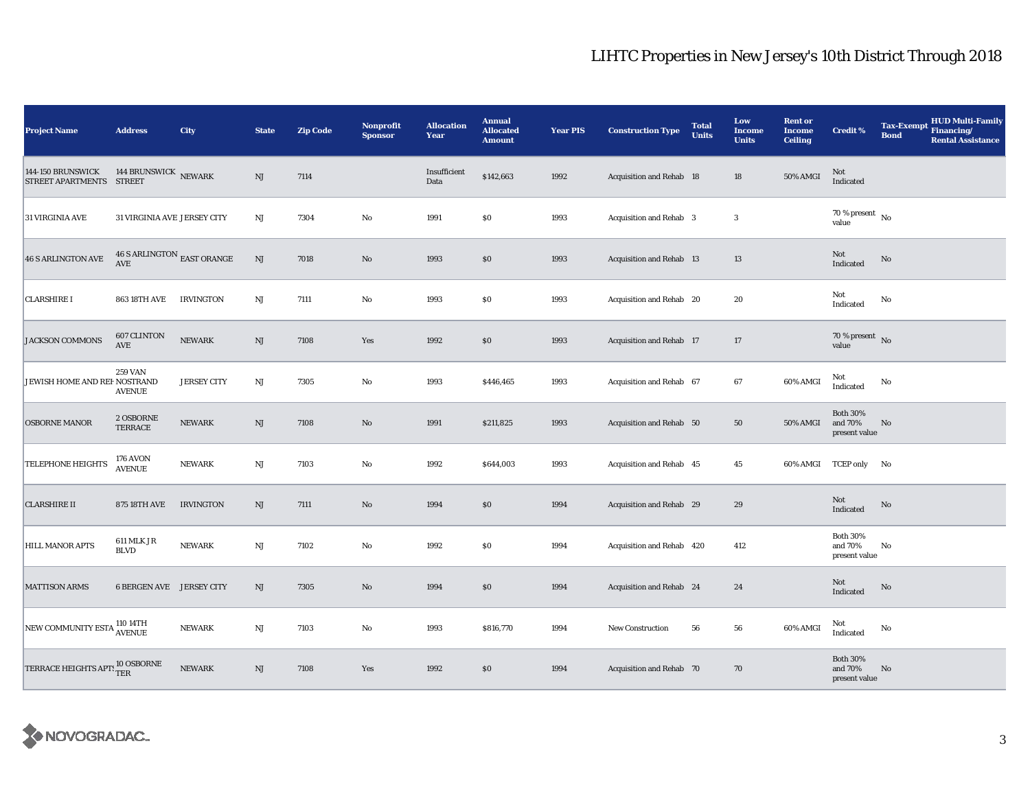# LIHTC Properties in New Jersey's 10th District Through 2018

| Project Name | Address | City | State | Zip Code | Nonprofit Sponsor | Allocation Year | Annual Allocated Amount | Year PIS | Construction Type | Total Units | Low Income Units | Rent or Income Ceiling | Credit % | Tax-Exempt Bond | HUD Multi-Family Financing/ Rental Assistance |
|---|---|---|---|---|---|---|---|---|---|---|---|---|---|---|---|
| 144-150 BRUNSWICK STREET APARTMENTS | 144 BRUNSWICK STREET | NEWARK | NJ | 7114 | | Insufficient Data | $142,663 | 1992 | Acquisition and Rehab | 18 | 18 | 50% AMGI | Not Indicated | | |
| 31 VIRGINIA AVE | 31 VIRGINIA AVE | JERSEY CITY | NJ | 7304 | No | 1991 | $0 | 1993 | Acquisition and Rehab | 3 | 3 | | 70 % present value | No | |
| 46 S ARLINGTON AVE | 46 S ARLINGTON AVE | EAST ORANGE | NJ | 7018 | No | 1993 | $0 | 1993 | Acquisition and Rehab | 13 | 13 | | Not Indicated | No | |
| CLARSHIRE I | 863 18TH AVE | IRVINGTON | NJ | 7111 | No | 1993 | $0 | 1993 | Acquisition and Rehab | 20 | 20 | | Not Indicated | No | |
| JACKSON COMMONS | 607 CLINTON AVE | NEWARK | NJ | 7108 | Yes | 1992 | $0 | 1993 | Acquisition and Rehab | 17 | 17 | | 70 % present value | No | |
| JEWISH HOME AND REH | 259 VAN NOSTRAND AVENUE | JERSEY CITY | NJ | 7305 | No | 1993 | $446,465 | 1993 | Acquisition and Rehab | 67 | 67 | 60% AMGI | Not Indicated | No | |
| OSBORNE MANOR | 2 OSBORNE TERRACE | NEWARK | NJ | 7108 | No | 1991 | $211,825 | 1993 | Acquisition and Rehab | 50 | 50 | 50% AMGI | Both 30% and 70% present value | No | |
| TELEPHONE HEIGHTS | 176 AVON AVENUE | NEWARK | NJ | 7103 | No | 1992 | $644,003 | 1993 | Acquisition and Rehab | 45 | 45 | 60% AMGI | TCEP only | No | |
| CLARSHIRE II | 875 18TH AVE | IRVINGTON | NJ | 7111 | No | 1994 | $0 | 1994 | Acquisition and Rehab | 29 | 29 | | Not Indicated | No | |
| HILL MANOR APTS | 611 MLK JR BLVD | NEWARK | NJ | 7102 | No | 1992 | $0 | 1994 | Acquisition and Rehab | 420 | 412 | | Both 30% and 70% present value | No | |
| MATTISON ARMS | 6 BERGEN AVE | JERSEY CITY | NJ | 7305 | No | 1994 | $0 | 1994 | Acquisition and Rehab | 24 | 24 | | Not Indicated | No | |
| NEW COMMUNITY ESTA | 110 14TH AVENUE | NEWARK | NJ | 7103 | No | 1993 | $816,770 | 1994 | New Construction | 56 | 56 | 60% AMGI | Not Indicated | No | |
| TERRACE HEIGHTS APTS | 10 OSBORNE TER | NEWARK | NJ | 7108 | Yes | 1992 | $0 | 1994 | Acquisition and Rehab | 70 | 70 | | Both 30% and 70% present value | No | |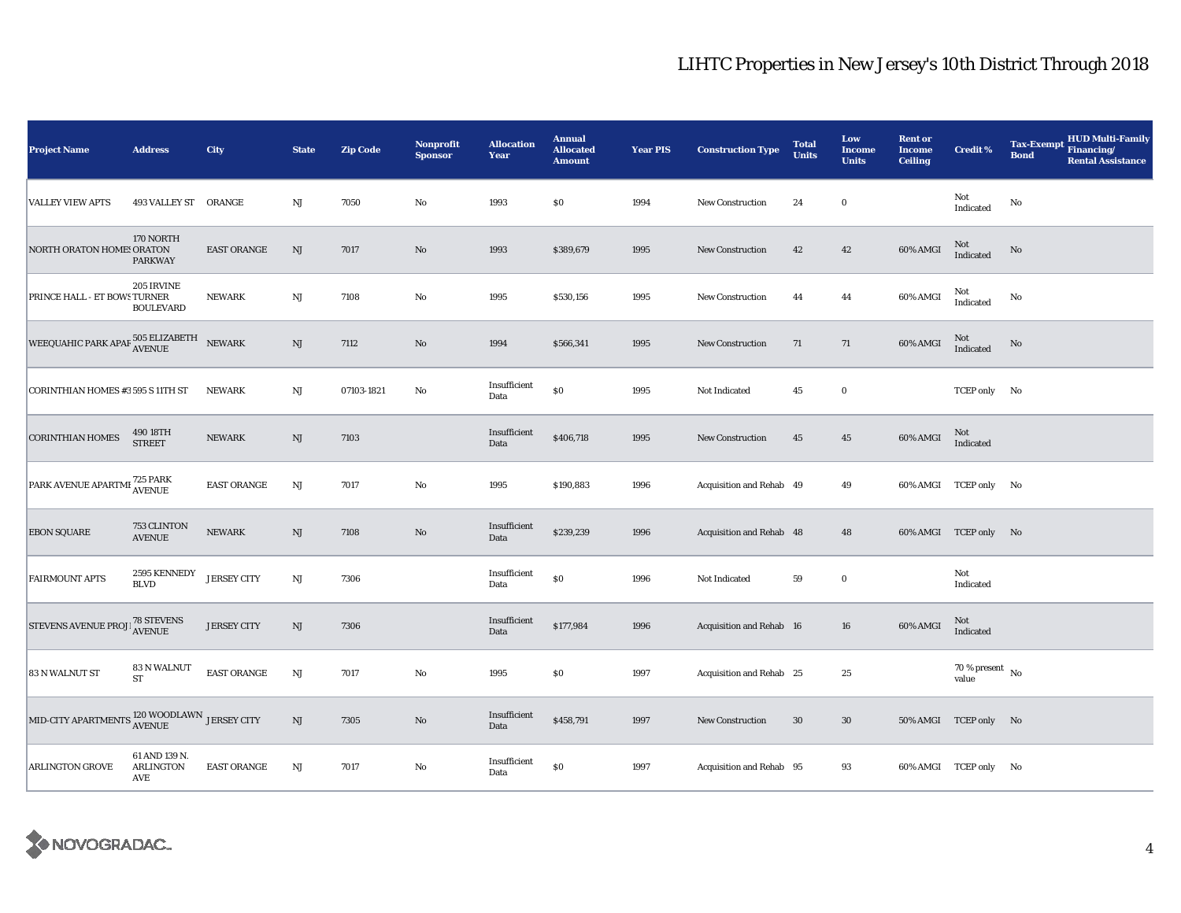# LIHTC Properties in New Jersey's 10th District Through 2018

| Project Name | Address | City | State | Zip Code | Nonprofit Sponsor | Allocation Year | Annual Allocated Amount | Year PIS | Construction Type | Total Units | Low Income Units | Rent or Income Ceiling | Credit % | Tax-Exempt Bond | HUD Multi-Family Financing/ Rental Assistance |
|---|---|---|---|---|---|---|---|---|---|---|---|---|---|---|---|
| VALLEY VIEW APTS | 493 VALLEY ST | ORANGE | NJ | 7050 | No | 1993 | $0 | 1994 | New Construction | 24 | 0 | | Not Indicated | No | |
| NORTH ORATON HOMES | 170 NORTH ORATON PARKWAY | EAST ORANGE | NJ | 7017 | No | 1993 | $389,679 | 1995 | New Construction | 42 | 42 | 60% AMGI | Not Indicated | No | |
| PRINCE HALL - ET BOWS | 205 IRVINE TURNER BOULEVARD | NEWARK | NJ | 7108 | No | 1995 | $530,156 | 1995 | New Construction | 44 | 44 | 60% AMGI | Not Indicated | No | |
| WEEQUAHIC PARK APAR | 505 ELIZABETH AVENUE | NEWARK | NJ | 7112 | No | 1994 | $566,341 | 1995 | New Construction | 71 | 71 | 60% AMGI | Not Indicated | No | |
| CORINTHIAN HOMES #3 | 595 S 11TH ST | NEWARK | NJ | 07103-1821 | No | Insufficient Data | $0 | 1995 | Not Indicated | 45 | 0 | | TCEP only | No | |
| CORINTHIAN HOMES | 490 18TH STREET | NEWARK | NJ | 7103 | | Insufficient Data | $406,718 | 1995 | New Construction | 45 | 45 | 60% AMGI | Not Indicated | | |
| PARK AVENUE APARTME | 725 PARK AVENUE | EAST ORANGE | NJ | 7017 | No | 1995 | $190,883 | 1996 | Acquisition and Rehab | 49 | 49 | 60% AMGI | TCEP only | No | |
| EBON SQUARE | 753 CLINTON AVENUE | NEWARK | NJ | 7108 | No | Insufficient Data | $239,239 | 1996 | Acquisition and Rehab | 48 | 48 | 60% AMGI | TCEP only | No | |
| FAIRMOUNT APTS | 2595 KENNEDY BLVD | JERSEY CITY | NJ | 7306 | | Insufficient Data | $0 | 1996 | Not Indicated | 59 | 0 | | Not Indicated | | |
| STEVENS AVENUE PROJ | 78 STEVENS AVENUE | JERSEY CITY | NJ | 7306 | | Insufficient Data | $177,984 | 1996 | Acquisition and Rehab | 16 | 16 | 60% AMGI | Not Indicated | | |
| 83 N WALNUT ST | 83 N WALNUT ST | EAST ORANGE | NJ | 7017 | No | 1995 | $0 | 1997 | Acquisition and Rehab | 25 | 25 | | 70 % present value | No | |
| MID-CITY APARTMENTS | 120 WOODLAWN AVENUE | JERSEY CITY | NJ | 7305 | No | Insufficient Data | $458,791 | 1997 | New Construction | 30 | 30 | 50% AMGI | TCEP only | No | |
| ARLINGTON GROVE | 61 AND 139 N. ARLINGTON AVE | EAST ORANGE | NJ | 7017 | No | Insufficient Data | $0 | 1997 | Acquisition and Rehab | 95 | 93 | 60% AMGI | TCEP only | No | |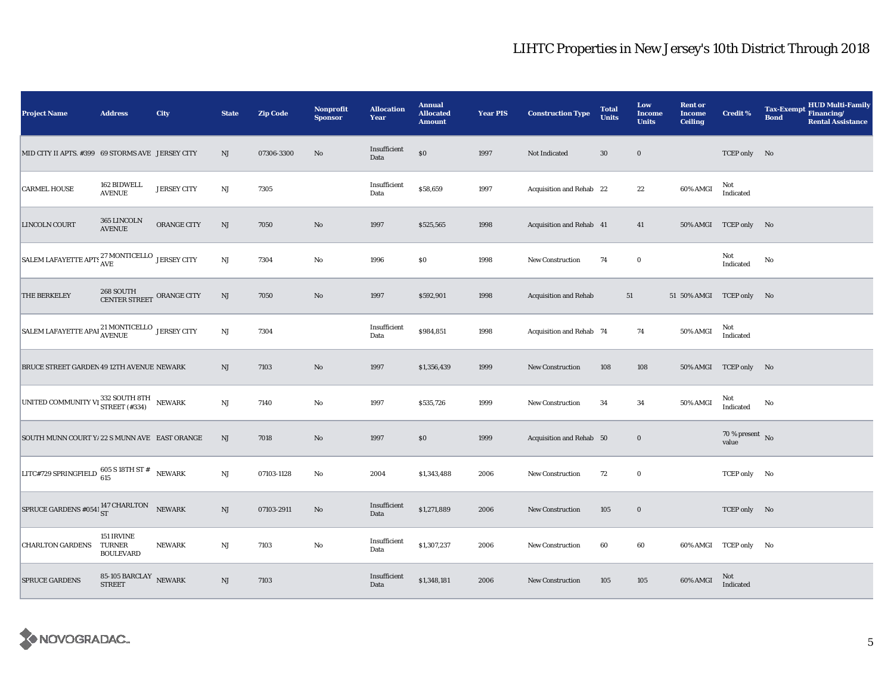# LIHTC Properties in New Jersey's 10th District Through 2018

| Project Name | Address | City | State | Zip Code | Nonprofit Sponsor | Allocation Year | Annual Allocated Amount | Year PIS | Construction Type | Total Units | Low Income Units | Rent or Income Ceiling | Credit % | Tax-Exempt Bond | HUD Multi-Family Financing/ Rental Assistance |
|---|---|---|---|---|---|---|---|---|---|---|---|---|---|---|---|
| MID CITY II APTS. #399 | 69 STORMS AVE | JERSEY CITY | NJ | 07306-3300 | No | Insufficient Data | $0 | 1997 | Not Indicated | 30 | 0 | | TCEP only | No | |
| CARMEL HOUSE | 162 BIDWELL AVENUE | JERSEY CITY | NJ | 7305 | | Insufficient Data | $58,659 | 1997 | Acquisition and Rehab | 22 | 22 | 60% AMGI | Not Indicated | | |
| LINCOLN COURT | 365 LINCOLN AVENUE | ORANGE CITY | NJ | 7050 | No | 1997 | $525,565 | 1998 | Acquisition and Rehab | 41 | 41 | 50% AMGI | TCEP only | No | |
| SALEM LAFAYETTE APTS | 27 MONTICELLO AVE | JERSEY CITY | NJ | 7304 | No | 1996 | $0 | 1998 | New Construction | 74 | 0 | | Not Indicated | No | |
| THE BERKELEY | 268 SOUTH CENTER STREET | ORANGE CITY | NJ | 7050 | No | 1997 | $592,901 | 1998 | Acquisition and Rehab | 51 | 51 | 50% AMGI | TCEP only | No | |
| SALEM LAFAYETTE APAI | 21 MONTICELLO AVENUE | JERSEY CITY | NJ | 7304 | | Insufficient Data | $984,851 | 1998 | Acquisition and Rehab | 74 | 74 | 50% AMGI | Not Indicated | | |
| BRUCE STREET GARDEN | 49 12TH AVENUE | NEWARK | NJ | 7103 | No | 1997 | $1,356,439 | 1999 | New Construction | 108 | 108 | 50% AMGI | TCEP only | No | |
| UNITED COMMUNITY VI | 332 SOUTH 8TH STREET (#334) | NEWARK | NJ | 7140 | No | 1997 | $535,726 | 1999 | New Construction | 34 | 34 | 50% AMGI | Not Indicated | No | |
| SOUTH MUNN COURT Y/ | 22 S MUNN AVE | EAST ORANGE | NJ | 7018 | No | 1997 | $0 | 1999 | Acquisition and Rehab | 50 | 0 | | 70 % present value | No | |
| LITC#729 SPRINGFIELD | 605 S 18TH ST # 615 | NEWARK | NJ | 07103-1128 | No | 2004 | $1,343,488 | 2006 | New Construction | 72 | 0 | | TCEP only | No | |
| SPRUCE GARDENS #0541 | 147 CHARLTON ST | NEWARK | NJ | 07103-2911 | No | Insufficient Data | $1,271,889 | 2006 | New Construction | 105 | 0 | | TCEP only | No | |
| CHARLTON GARDENS | 151 IRVINE TURNER BOULEVARD | NEWARK | NJ | 7103 | No | Insufficient Data | $1,307,237 | 2006 | New Construction | 60 | 60 | 60% AMGI | TCEP only | No | |
| SPRUCE GARDENS | 85-105 BARCLAY STREET | NEWARK | NJ | 7103 | | Insufficient Data | $1,348,181 | 2006 | New Construction | 105 | 105 | 60% AMGI | Not Indicated | | |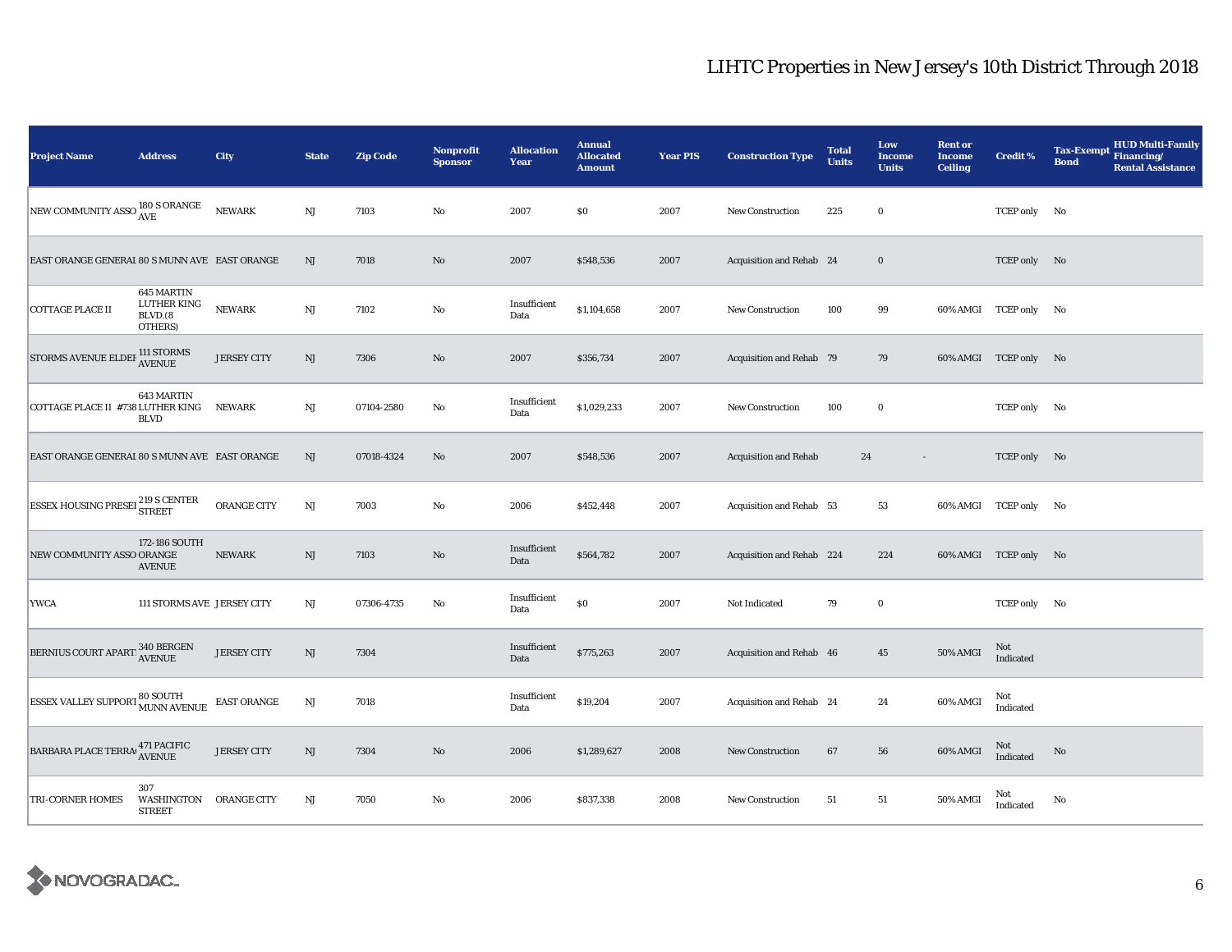# LIHTC Properties in New Jersey's 10th District Through 2018

| Project Name | Address | City | State | Zip Code | Nonprofit Sponsor | Allocation Year | Annual Allocated Amount | Year PIS | Construction Type | Total Units | Low Income Units | Rent or Income Ceiling | Credit % | Tax-Exempt Bond | HUD Multi-Family Financing/ Rental Assistance |
|---|---|---|---|---|---|---|---|---|---|---|---|---|---|---|---|
| NEW COMMUNITY ASSO | 180 S ORANGE AVE | NEWARK | NJ | 7103 | No | 2007 | $0 | 2007 | New Construction | 225 | 0 | | TCEP only | No | |
| EAST ORANGE GENERAL | 80 S MUNN AVE | EAST ORANGE | NJ | 7018 | No | 2007 | $548,536 | 2007 | Acquisition and Rehab | 24 | 0 | | TCEP only | No | |
| COTTAGE PLACE II | 645 MARTIN LUTHER KING BLVD.(8 OTHERS) | NEWARK | NJ | 7102 | No | Insufficient Data | $1,104,658 | 2007 | New Construction | 100 | 99 | 60% AMGI | TCEP only | No | |
| STORMS AVENUE ELDEF | 111 STORMS AVENUE | JERSEY CITY | NJ | 7306 | No | 2007 | $356,734 | 2007 | Acquisition and Rehab | 79 | 79 | 60% AMGI | TCEP only | No | |
| COTTAGE PLACE II #738 | 643 MARTIN LUTHER KING BLVD | NEWARK | NJ | 07104-2580 | No | Insufficient Data | $1,029,233 | 2007 | New Construction | 100 | 0 | | TCEP only | No | |
| EAST ORANGE GENERAL | 80 S MUNN AVE | EAST ORANGE | NJ | 07018-4324 | No | 2007 | $548,536 | 2007 | Acquisition and Rehab | 24 | - | | TCEP only | No | |
| ESSEX HOUSING PRESEI | 219 S CENTER STREET | ORANGE CITY | NJ | 7003 | No | 2006 | $452,448 | 2007 | Acquisition and Rehab | 53 | 53 | 60% AMGI | TCEP only | No | |
| NEW COMMUNITY ASSO | 172-186 SOUTH ORANGE AVENUE | NEWARK | NJ | 7103 | No | Insufficient Data | $564,782 | 2007 | Acquisition and Rehab | 224 | 224 | 60% AMGI | TCEP only | No | |
| YWCA | 111 STORMS AVE | JERSEY CITY | NJ | 07306-4735 | No | Insufficient Data | $0 | 2007 | Not Indicated | 79 | 0 | | TCEP only | No | |
| BERNIUS COURT APART | 340 BERGEN AVENUE | JERSEY CITY | NJ | 7304 | | Insufficient Data | $775,263 | 2007 | Acquisition and Rehab | 46 | 45 | 50% AMGI | Not Indicated | | |
| ESSEX VALLEY SUPPORT | 80 SOUTH MUNN AVENUE | EAST ORANGE | NJ | 7018 | | Insufficient Data | $19,204 | 2007 | Acquisition and Rehab | 24 | 24 | 60% AMGI | Not Indicated | | |
| BARBARA PLACE TERRA | 471 PACIFIC AVENUE | JERSEY CITY | NJ | 7304 | No | 2006 | $1,289,627 | 2008 | New Construction | 67 | 56 | 60% AMGI | Not Indicated | No | |
| TRI-CORNER HOMES | 307 WASHINGTON STREET | ORANGE CITY | NJ | 7050 | No | 2006 | $837,338 | 2008 | New Construction | 51 | 51 | 50% AMGI | Not Indicated | No | |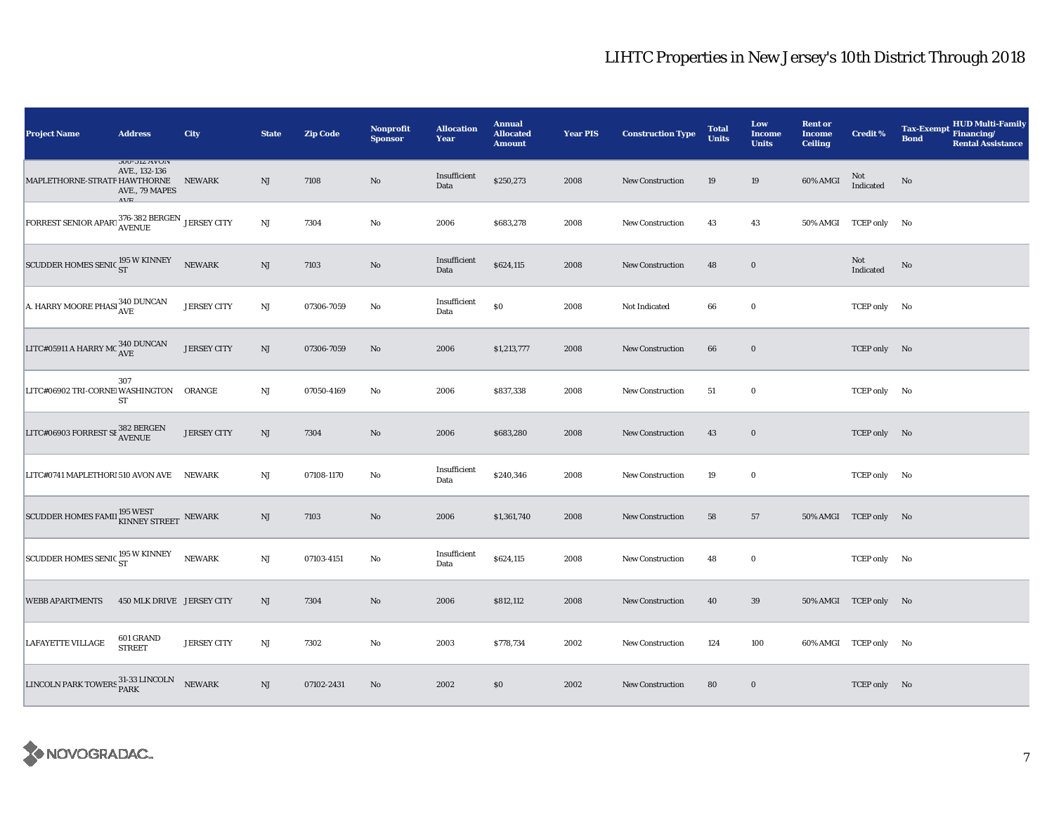# LIHTC Properties in New Jersey's 10th District Through 2018

| Project Name | Address | City | State | Zip Code | Nonprofit Sponsor | Allocation Year | Annual Allocated Amount | Year PIS | Construction Type | Total Units | Low Income Units | Rent or Income Ceiling | Credit % | Tax-Exempt Bond | HUD Multi-Family Financing/ Rental Assistance |
|---|---|---|---|---|---|---|---|---|---|---|---|---|---|---|---|
| MAPLETHORNE-STRATF | 506-512 AVON AVE., 132-136 HAWTHORNE AVE., 79 MAPES AVE | NEWARK | NJ | 7108 | No | Insufficient Data | $250,273 | 2008 | New Construction | 19 | 19 | 60% AMGI | Not Indicated | No | |
| FORREST SENIOR APART | 376-382 BERGEN AVENUE | JERSEY CITY | NJ | 7304 | No | 2006 | $683,278 | 2008 | New Construction | 43 | 43 | 50% AMGI | TCEP only | No | |
| SCUDDER HOMES SENIC | 195 W KINNEY ST | NEWARK | NJ | 7103 | No | Insufficient Data | $624,115 | 2008 | New Construction | 48 | 0 | | Not Indicated | No | |
| A. HARRY MOORE PHASI | 340 DUNCAN AVE | JERSEY CITY | NJ | 07306-7059 | No | Insufficient Data | $0 | 2008 | Not Indicated | 66 | 0 | | TCEP only | No | |
| LITC#05911 A HARRY MC | 340 DUNCAN AVE | JERSEY CITY | NJ | 07306-7059 | No | 2006 | $1,213,777 | 2008 | New Construction | 66 | 0 | | TCEP only | No | |
| LITC#06902 TRI-CORNEI | 307 WASHINGTON ST | ORANGE | NJ | 07050-4169 | No | 2006 | $837,338 | 2008 | New Construction | 51 | 0 | | TCEP only | No | |
| LITC#06903 FORREST SE | 382 BERGEN AVENUE | JERSEY CITY | NJ | 7304 | No | 2006 | $683,280 | 2008 | New Construction | 43 | 0 | | TCEP only | No | |
| LITC#0741 MAPLETHORI | 510 AVON AVE | NEWARK | NJ | 07108-1170 | No | Insufficient Data | $240,346 | 2008 | New Construction | 19 | 0 | | TCEP only | No | |
| SCUDDER HOMES FAMII | 195 WEST KINNEY STREET | NEWARK | NJ | 7103 | No | 2006 | $1,361,740 | 2008 | New Construction | 58 | 57 | 50% AMGI | TCEP only | No | |
| SCUDDER HOMES SENIC | 195 W KINNEY ST | NEWARK | NJ | 07103-4151 | No | Insufficient Data | $624,115 | 2008 | New Construction | 48 | 0 | | TCEP only | No | |
| WEBB APARTMENTS | 450 MLK DRIVE | JERSEY CITY | NJ | 7304 | No | 2006 | $812,112 | 2008 | New Construction | 40 | 39 | 50% AMGI | TCEP only | No | |
| LAFAYETTE VILLAGE | 601 GRAND STREET | JERSEY CITY | NJ | 7302 | No | 2003 | $778,734 | 2002 | New Construction | 124 | 100 | 60% AMGI | TCEP only | No | |
| LINCOLN PARK TOWERS | 31-33 LINCOLN PARK | NEWARK | NJ | 07102-2431 | No | 2002 | $0 | 2002 | New Construction | 80 | 0 | | TCEP only | No | |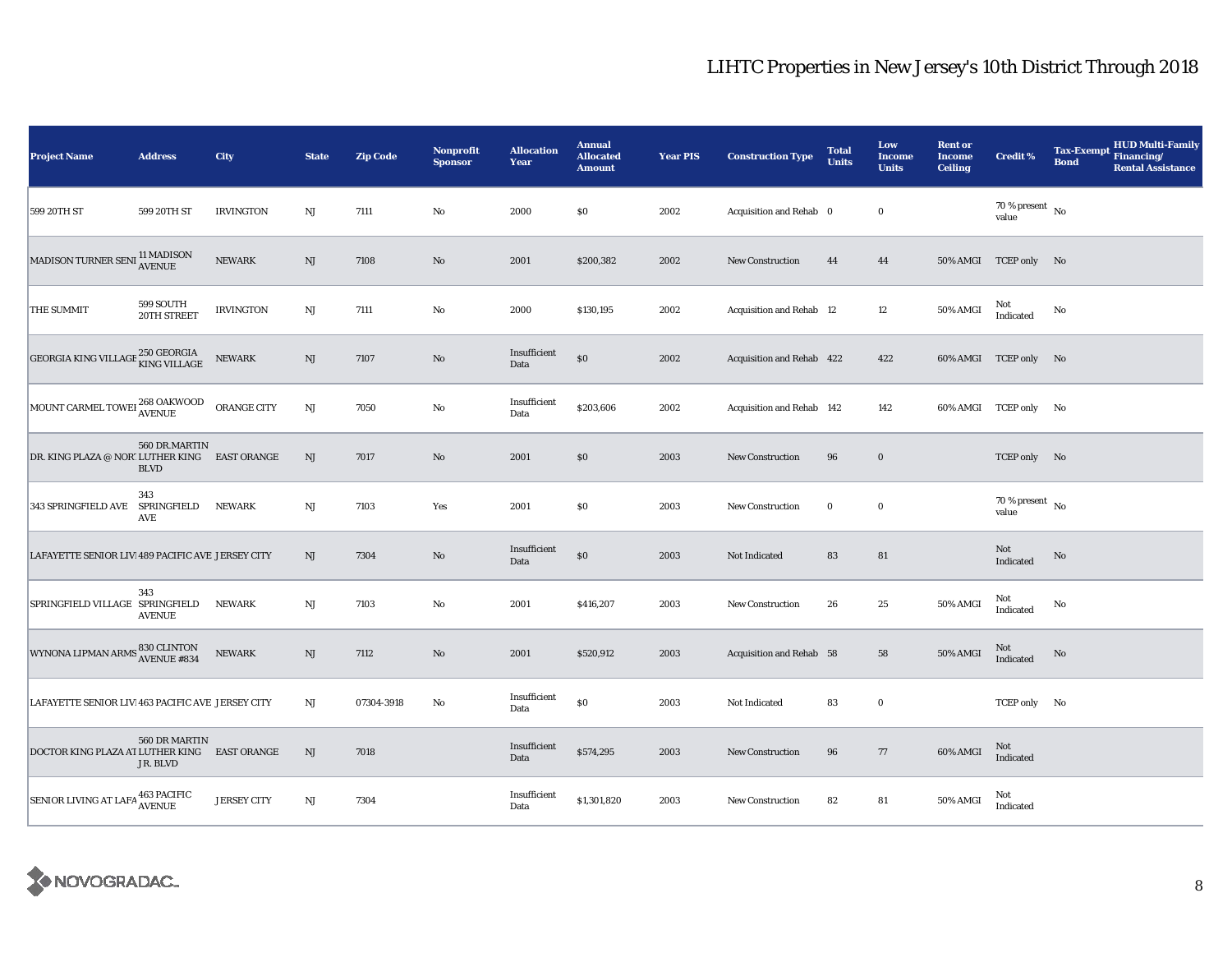# LIHTC Properties in New Jersey's 10th District Through 2018

| Project Name | Address | City | State | Zip Code | Nonprofit Sponsor | Allocation Year | Annual Allocated Amount | Year PIS | Construction Type | Total Units | Low Income Units | Rent or Income Ceiling | Credit % | Tax-Exempt Bond | HUD Multi-Family Financing/ Rental Assistance |
|---|---|---|---|---|---|---|---|---|---|---|---|---|---|---|---|
| 599 20TH ST | 599 20TH ST | IRVINGTON | NJ | 7111 | No | 2000 | $0 | 2002 | Acquisition and Rehab | 0 | 0 | | 70 % present value | No | |
| MADISON TURNER SENI | 11 MADISON AVENUE | NEWARK | NJ | 7108 | No | 2001 | $200,382 | 2002 | New Construction | 44 | 44 | 50% AMGI | TCEP only | No | |
| THE SUMMIT | 599 SOUTH 20TH STREET | IRVINGTON | NJ | 7111 | No | 2000 | $130,195 | 2002 | Acquisition and Rehab | 12 | 12 | 50% AMGI | Not Indicated | No | |
| GEORGIA KING VILLAGE | 250 GEORGIA KING VILLAGE | NEWARK | NJ | 7107 | No | Insufficient Data | $0 | 2002 | Acquisition and Rehab | 422 | 422 | 60% AMGI | TCEP only | No | |
| MOUNT CARMEL TOWEI | 268 OAKWOOD AVENUE | ORANGE CITY | NJ | 7050 | No | Insufficient Data | $203,606 | 2002 | Acquisition and Rehab | 142 | 142 | 60% AMGI | TCEP only | No | |
| DR. KING PLAZA @ NOR | 560 DR.MARTIN LUTHER KING BLVD | EAST ORANGE | NJ | 7017 | No | 2001 | $0 | 2003 | New Construction | 96 | 0 | | TCEP only | No | |
| 343 SPRINGFIELD AVE | 343 SPRINGFIELD AVE | NEWARK | NJ | 7103 | Yes | 2001 | $0 | 2003 | New Construction | 0 | 0 | | 70 % present value | No | |
| LAFAYETTE SENIOR LIVI | 489 PACIFIC AVE | JERSEY CITY | NJ | 7304 | No | Insufficient Data | $0 | 2003 | Not Indicated | 83 | 81 | | Not Indicated | No | |
| SPRINGFIELD VILLAGE | 343 SPRINGFIELD AVENUE | NEWARK | NJ | 7103 | No | 2001 | $416,207 | 2003 | New Construction | 26 | 25 | 50% AMGI | Not Indicated | No | |
| WYNONA LIPMAN ARMS | 830 CLINTON AVENUE #834 | NEWARK | NJ | 7112 | No | 2001 | $520,912 | 2003 | Acquisition and Rehab | 58 | 58 | 50% AMGI | Not Indicated | No | |
| LAFAYETTE SENIOR LIVI | 463 PACIFIC AVE | JERSEY CITY | NJ | 07304-3918 | No | Insufficient Data | $0 | 2003 | Not Indicated | 83 | 0 | | TCEP only | No | |
| DOCTOR KING PLAZA AT | 560 DR MARTIN LUTHER KING JR. BLVD | EAST ORANGE | NJ | 7018 | | Insufficient Data | $574,295 | 2003 | New Construction | 96 | 77 | 60% AMGI | Not Indicated | | |
| SENIOR LIVING AT LAFA | 463 PACIFIC AVENUE | JERSEY CITY | NJ | 7304 | | Insufficient Data | $1,301,820 | 2003 | New Construction | 82 | 81 | 50% AMGI | Not Indicated | | |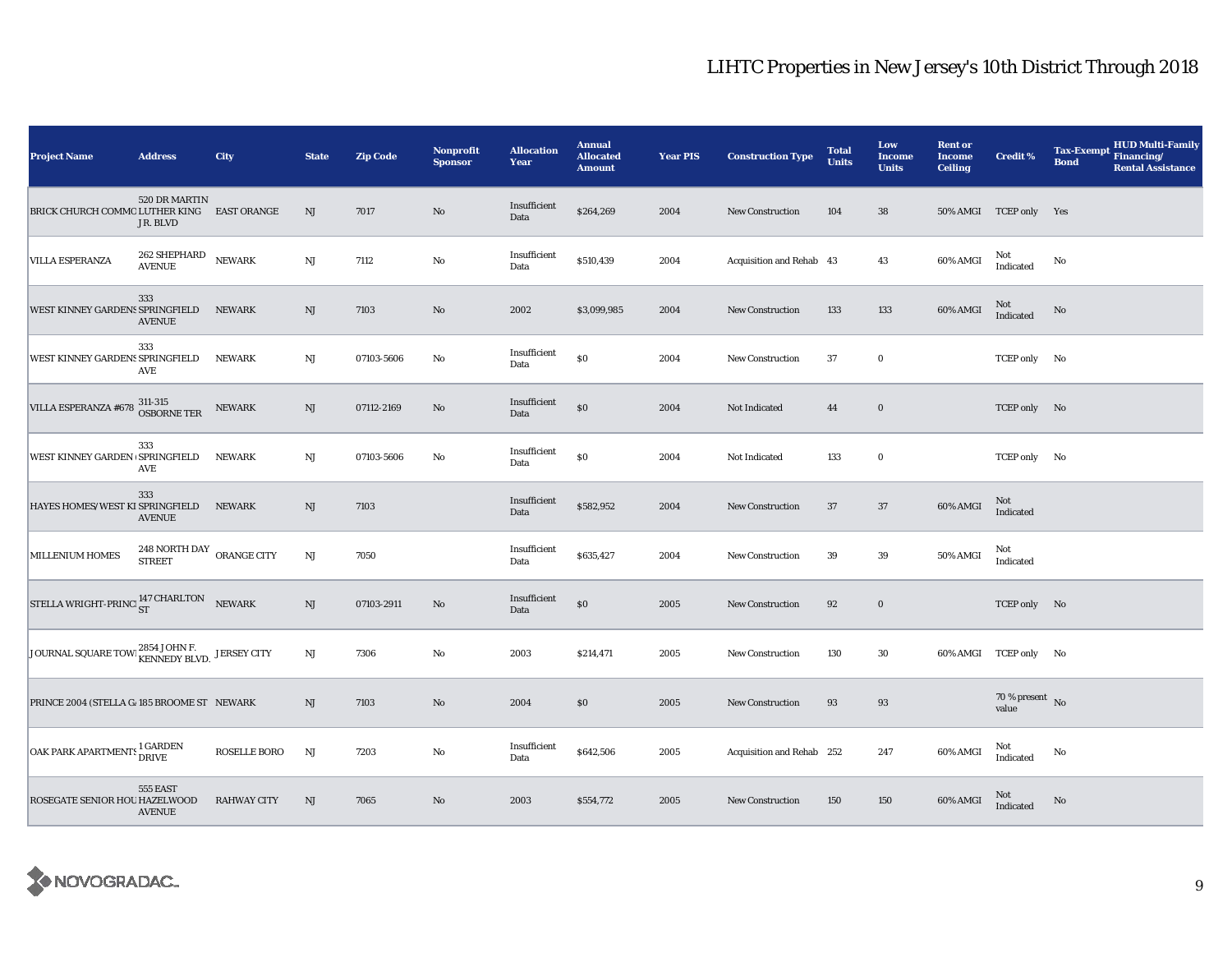# LIHTC Properties in New Jersey's 10th District Through 2018

| Project Name | Address | City | State | Zip Code | Nonprofit Sponsor | Allocation Year | Annual Allocated Amount | Year PIS | Construction Type | Total Units | Low Income Units | Rent or Income Ceiling | Credit % | Tax-Exempt Bond | HUD Multi-Family Financing/ Rental Assistance |
|---|---|---|---|---|---|---|---|---|---|---|---|---|---|---|---|
| BRICK CHURCH COMMO | 520 DR MARTIN LUTHER KING JR. BLVD | EAST ORANGE | NJ | 7017 | No | Insufficient Data | $264,269 | 2004 | New Construction | 104 | 38 | 50% AMGI | TCEP only | Yes | |
| VILLA ESPERANZA | 262 SHEPHARD AVENUE | NEWARK | NJ | 7112 | No | Insufficient Data | $510,439 | 2004 | Acquisition and Rehab | 43 | 43 | 60% AMGI | Not Indicated | No | |
| WEST KINNEY GARDENS | 333 SPRINGFIELD AVENUE | NEWARK | NJ | 7103 | No | 2002 | $3,099,985 | 2004 | New Construction | 133 | 133 | 60% AMGI | Not Indicated | No | |
| WEST KINNEY GARDENS | 333 SPRINGFIELD AVE | NEWARK | NJ | 07103-5606 | No | Insufficient Data | $0 | 2004 | New Construction | 37 | 0 | | TCEP only | No | |
| VILLA ESPERANZA #678 | 311-315 OSBORNE TER | NEWARK | NJ | 07112-2169 | No | Insufficient Data | $0 | 2004 | Not Indicated | 44 | 0 | | TCEP only | No | |
| WEST KINNEY GARDEN | 333 SPRINGFIELD AVE | NEWARK | NJ | 07103-5606 | No | Insufficient Data | $0 | 2004 | Not Indicated | 133 | 0 | | TCEP only | No | |
| HAYES HOMES/WEST KI | 333 SPRINGFIELD AVENUE | NEWARK | NJ | 7103 | | Insufficient Data | $582,952 | 2004 | New Construction | 37 | 37 | 60% AMGI | Not Indicated | | |
| MILLENIUM HOMES | 248 NORTH DAY STREET | ORANGE CITY | NJ | 7050 | | Insufficient Data | $635,427 | 2004 | New Construction | 39 | 39 | 50% AMGI | Not Indicated | | |
| STELLA WRIGHT-PRINC | 147 CHARLTON ST | NEWARK | NJ | 07103-2911 | No | Insufficient Data | $0 | 2005 | New Construction | 92 | 0 | | TCEP only | No | |
| JOURNAL SQUARE TOW | 2854 JOHN F. KENNEDY BLVD. | JERSEY CITY | NJ | 7306 | No | 2003 | $214,471 | 2005 | New Construction | 130 | 30 | 60% AMGI | TCEP only | No | |
| PRINCE 2004 (STELLA G | 185 BROOME ST | NEWARK | NJ | 7103 | No | 2004 | $0 | 2005 | New Construction | 93 | 93 | | 70 % present value | No | |
| OAK PARK APARTMENTS | 1 GARDEN DRIVE | ROSELLE BORO | NJ | 7203 | No | Insufficient Data | $642,506 | 2005 | Acquisition and Rehab | 252 | 247 | 60% AMGI | Not Indicated | No | |
| ROSEGATE SENIOR HOU | 555 EAST HAZELWOOD AVENUE | RAHWAY CITY | NJ | 7065 | No | 2003 | $554,772 | 2005 | New Construction | 150 | 150 | 60% AMGI | Not Indicated | No | |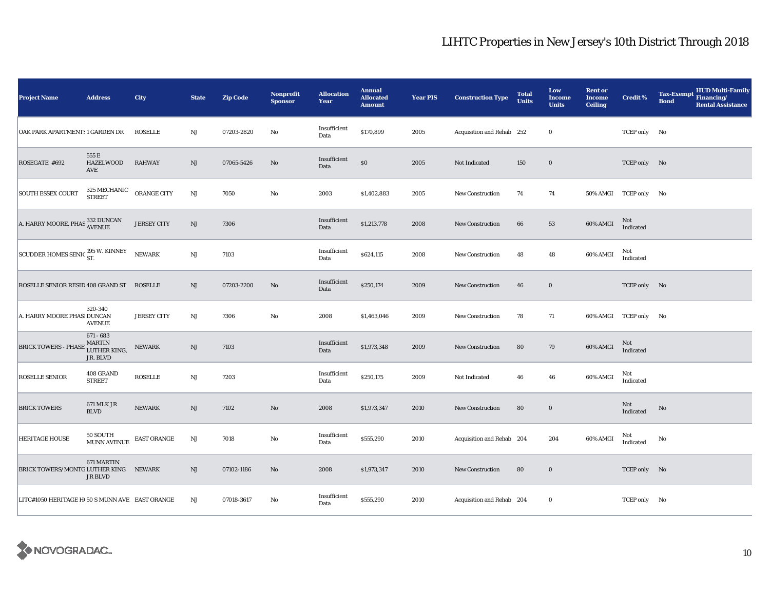# LIHTC Properties in New Jersey's 10th District Through 2018

| Project Name | Address | City | State | Zip Code | Nonprofit Sponsor | Allocation Year | Annual Allocated Amount | Year PIS | Construction Type | Total Units | Low Income Units | Rent or Income Ceiling | Credit % | Tax-Exempt Bond | HUD Multi-Family Financing/ Rental Assistance |
|---|---|---|---|---|---|---|---|---|---|---|---|---|---|---|---|
| OAK PARK APARTMENTS | 1 GARDEN DR | ROSELLE | NJ | 07203-2820 | No | Insufficient Data | $170,899 | 2005 | Acquisition and Rehab | 252 | 0 | | TCEP only | No | |
| ROSEGATE #692 | 555 E HAZELWOOD AVE | RAHWAY | NJ | 07065-5426 | No | Insufficient Data | $0 | 2005 | Not Indicated | 150 | 0 | | TCEP only | No | |
| SOUTH ESSEX COURT | 325 MECHANIC STREET | ORANGE CITY | NJ | 7050 | No | 2003 | $1,402,883 | 2005 | New Construction | 74 | 74 | 50% AMGI | TCEP only | No | |
| A. HARRY MOORE, PHAS | 332 DUNCAN AVENUE | JERSEY CITY | NJ | 7306 | | Insufficient Data | $1,213,778 | 2008 | New Construction | 66 | 53 | 60% AMGI | Not Indicated | | |
| SCUDDER HOMES SENIC | 195 W. KINNEY ST. | NEWARK | NJ | 7103 | | Insufficient Data | $624,115 | 2008 | New Construction | 48 | 48 | 60% AMGI | Not Indicated | | |
| ROSELLE SENIOR RESID | 408 GRAND ST | ROSELLE | NJ | 07203-2200 | No | Insufficient Data | $250,174 | 2009 | New Construction | 46 | 0 | | TCEP only | No | |
| A. HARRY MOORE PHASI | 320-340 DUNCAN AVENUE | JERSEY CITY | NJ | 7306 | No | 2008 | $1,463,046 | 2009 | New Construction | 78 | 71 | 60% AMGI | TCEP only | No | |
| BRICK TOWERS - PHASE | 671 - 683 MARTIN LUTHER KING, JR. BLVD | NEWARK | NJ | 7103 | | Insufficient Data | $1,973,348 | 2009 | New Construction | 80 | 79 | 60% AMGI | Not Indicated | | |
| ROSELLE SENIOR | 408 GRAND STREET | ROSELLE | NJ | 7203 | | Insufficient Data | $250,175 | 2009 | Not Indicated | 46 | 46 | 60% AMGI | Not Indicated | | |
| BRICK TOWERS | 671 MLK JR BLVD | NEWARK | NJ | 7102 | No | 2008 | $1,973,347 | 2010 | New Construction | 80 | 0 | | Not Indicated | No | |
| HERITAGE HOUSE | 50 SOUTH MUNN AVENUE | EAST ORANGE | NJ | 7018 | No | Insufficient Data | $555,290 | 2010 | Acquisition and Rehab | 204 | 204 | 60% AMGI | Not Indicated | No | |
| BRICK TOWERS/MONTG | 671 MARTIN LUTHER KING JR BLVD | NEWARK | NJ | 07102-1186 | No | 2008 | $1,973,347 | 2010 | New Construction | 80 | 0 | | TCEP only | No | |
| LITC#1050 HERITAGE H( | 50 S MUNN AVE | EAST ORANGE | NJ | 07018-3617 | No | Insufficient Data | $555,290 | 2010 | Acquisition and Rehab | 204 | 0 | | TCEP only | No | |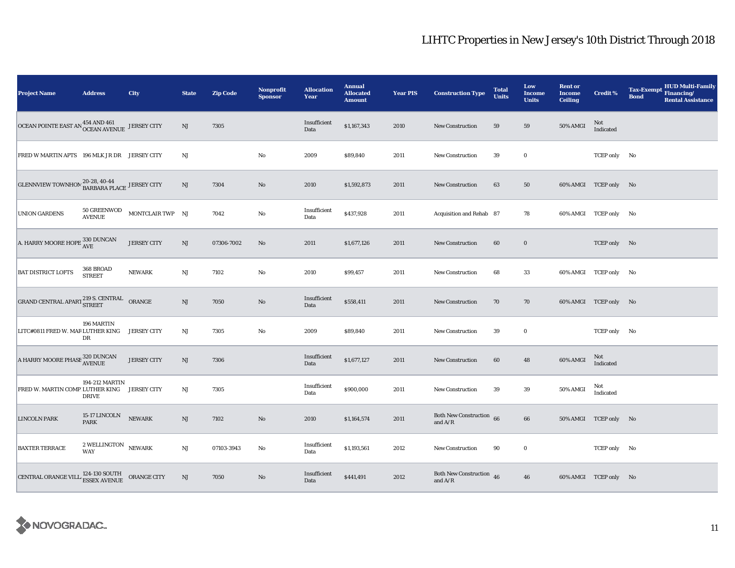# LIHTC Properties in New Jersey's 10th District Through 2018

| Project Name | Address | City | State | Zip Code | Nonprofit Sponsor | Allocation Year | Annual Allocated Amount | Year PIS | Construction Type | Total Units | Low Income Units | Rent or Income Ceiling | Credit % | Tax-Exempt Bond | HUD Multi-Family Financing/ Rental Assistance |
|---|---|---|---|---|---|---|---|---|---|---|---|---|---|---|---|
| OCEAN POINTE EAST AN | 454 AND 461 OCEAN AVENUE | JERSEY CITY | NJ | 7305 | | Insufficient Data | $1,167,343 | 2010 | New Construction | 59 | 59 | 50% AMGI | Not Indicated | | |
| FRED W MARTIN APTS | 196 MLK JR DR | JERSEY CITY | NJ | | No | 2009 | $89,840 | 2011 | New Construction | 39 | 0 | | TCEP only | No | |
| GLENNVIEW TOWNHOM | 20-28, 40-44 BARBARA PLACE | JERSEY CITY | NJ | 7304 | No | 2010 | $1,592,873 | 2011 | New Construction | 63 | 50 | 60% AMGI | TCEP only | No | |
| UNION GARDENS | 50 GREENWOD AVENUE | MONTCLAIR TWP | NJ | 7042 | No | Insufficient Data | $437,928 | 2011 | Acquisition and Rehab | 87 | 78 | 60% AMGI | TCEP only | No | |
| A. HARRY MOORE HOPE | 330 DUNCAN AVE | JERSEY CITY | NJ | 07306-7002 | No | 2011 | $1,677,126 | 2011 | New Construction | 60 | 0 | | TCEP only | No | |
| BAT DISTRICT LOFTS | 368 BROAD STREET | NEWARK | NJ | 7102 | No | 2010 | $99,457 | 2011 | New Construction | 68 | 33 | 60% AMGI | TCEP only | No | |
| GRAND CENTRAL APART | 219 S. CENTRAL STREET | ORANGE | NJ | 7050 | No | Insufficient Data | $558,411 | 2011 | New Construction | 70 | 70 | 60% AMGI | TCEP only | No | |
| LITC#0811 FRED W. MAR | 196 MARTIN LUTHER KING DR | JERSEY CITY | NJ | 7305 | No | 2009 | $89,840 | 2011 | New Construction | 39 | 0 | | TCEP only | No | |
| A HARRY MOORE PHASE | 320 DUNCAN AVENUE | JERSEY CITY | NJ | 7306 | | Insufficient Data | $1,677,127 | 2011 | New Construction | 60 | 48 | 60% AMGI | Not Indicated | | |
| FRED W. MARTIN COMP | 194-212 MARTIN LUTHER KING DRIVE | JERSEY CITY | NJ | 7305 | | Insufficient Data | $900,000 | 2011 | New Construction | 39 | 39 | 50% AMGI | Not Indicated | | |
| LINCOLN PARK | 15-17 LINCOLN PARK | NEWARK | NJ | 7102 | No | 2010 | $1,164,574 | 2011 | Both New Construction and A/R | 66 | 66 | 50% AMGI | TCEP only | No | |
| BAXTER TERRACE | 2 WELLINGTON WAY | NEWARK | NJ | 07103-3943 | No | Insufficient Data | $1,193,561 | 2012 | New Construction | 90 | 0 | | TCEP only | No | |
| CENTRAL ORANGE VILL | 124-130 SOUTH ESSEX AVENUE | ORANGE CITY | NJ | 7050 | No | Insufficient Data | $441,491 | 2012 | Both New Construction and A/R | 46 | 46 | 60% AMGI | TCEP only | No | |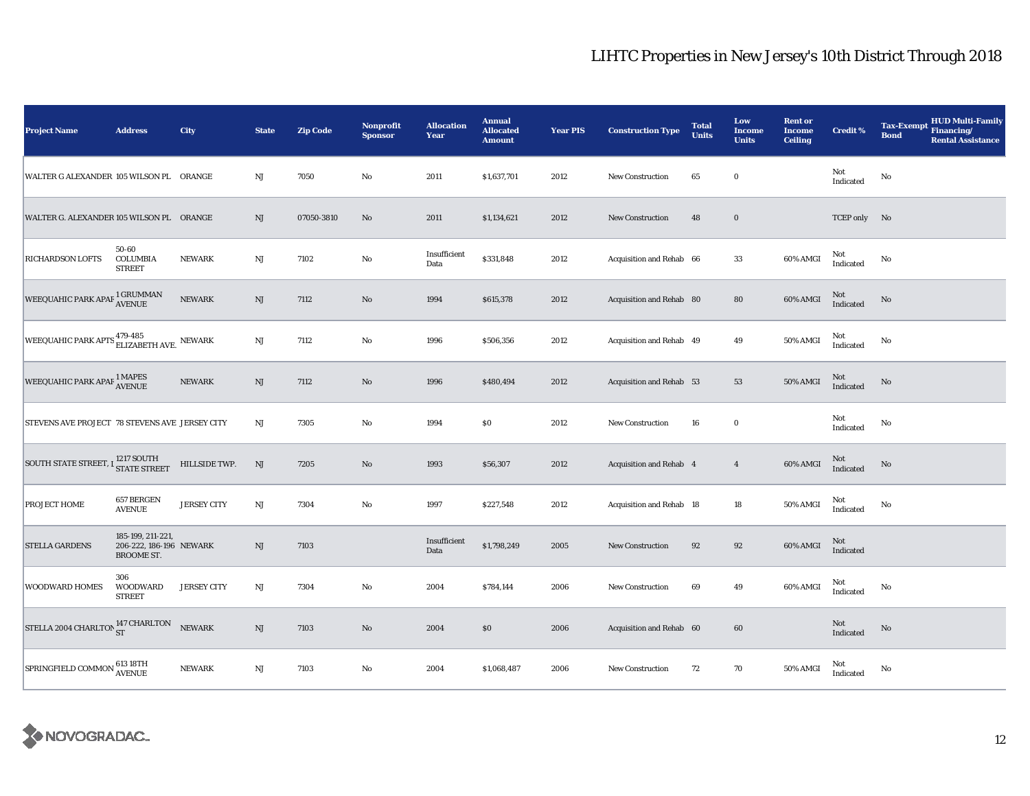# LIHTC Properties in New Jersey's 10th District Through 2018

| Project Name | Address | City | State | Zip Code | Nonprofit Sponsor | Allocation Year | Annual Allocated Amount | Year PIS | Construction Type | Total Units | Low Income Units | Rent or Income Ceiling | Credit % | Tax-Exempt Bond | HUD Multi-Family Financing/ Rental Assistance |
|---|---|---|---|---|---|---|---|---|---|---|---|---|---|---|---|
| WALTER G ALEXANDER | 105 WILSON PL | ORANGE | NJ | 7050 | No | 2011 | $1,637,701 | 2012 | New Construction | 65 | 0 | | Not Indicated | No | |
| WALTER G. ALEXANDER | 105 WILSON PL | ORANGE | NJ | 07050-3810 | No | 2011 | $1,134,621 | 2012 | New Construction | 48 | 0 | | TCEP only | No | |
| RICHARDSON LOFTS | 50-60 COLUMBIA STREET | NEWARK | NJ | 7102 | No | Insufficient Data | $331,848 | 2012 | Acquisition and Rehab | 66 | 33 | 60% AMGI | Not Indicated | No | |
| WEEQUAHIC PARK APAR | 1 GRUMMAN AVENUE | NEWARK | NJ | 7112 | No | 1994 | $615,378 | 2012 | Acquisition and Rehab | 80 | 80 | 60% AMGI | Not Indicated | No | |
| WEEQUAHIC PARK APTS | 479-485 ELIZABETH AVE. | NEWARK | NJ | 7112 | No | 1996 | $506,356 | 2012 | Acquisition and Rehab | 49 | 49 | 50% AMGI | Not Indicated | No | |
| WEEQUAHIC PARK APAR | 1 MAPES AVENUE | NEWARK | NJ | 7112 | No | 1996 | $480,494 | 2012 | Acquisition and Rehab | 53 | 53 | 50% AMGI | Not Indicated | No | |
| STEVENS AVE PROJECT | 78 STEVENS AVE | JERSEY CITY | NJ | 7305 | No | 1994 | $0 | 2012 | New Construction | 16 | 0 | | Not Indicated | No | |
| SOUTH STATE STREET, L | 1217 SOUTH STATE STREET | HILLSIDE TWP. | NJ | 7205 | No | 1993 | $56,307 | 2012 | Acquisition and Rehab | 4 | 4 | 60% AMGI | Not Indicated | No | |
| PROJECT HOME | 657 BERGEN AVENUE | JERSEY CITY | NJ | 7304 | No | 1997 | $227,548 | 2012 | Acquisition and Rehab | 18 | 18 | 50% AMGI | Not Indicated | No | |
| STELLA GARDENS | 185-199, 211-221, 206-222, 186-196 BROOME ST. | NEWARK | NJ | 7103 | | Insufficient Data | $1,798,249 | 2005 | New Construction | 92 | 92 | 60% AMGI | Not Indicated | | |
| WOODWARD HOMES | 306 WOODWARD STREET | JERSEY CITY | NJ | 7304 | No | 2004 | $784,144 | 2006 | New Construction | 69 | 49 | 60% AMGI | Not Indicated | No | |
| STELLA 2004 CHARLTON | 147 CHARLTON ST | NEWARK | NJ | 7103 | No | 2004 | $0 | 2006 | Acquisition and Rehab | 60 | 60 | | Not Indicated | No | |
| SPRINGFIELD COMMON | 613 18TH AVENUE | NEWARK | NJ | 7103 | No | 2004 | $1,068,487 | 2006 | New Construction | 72 | 70 | 50% AMGI | Not Indicated | No | |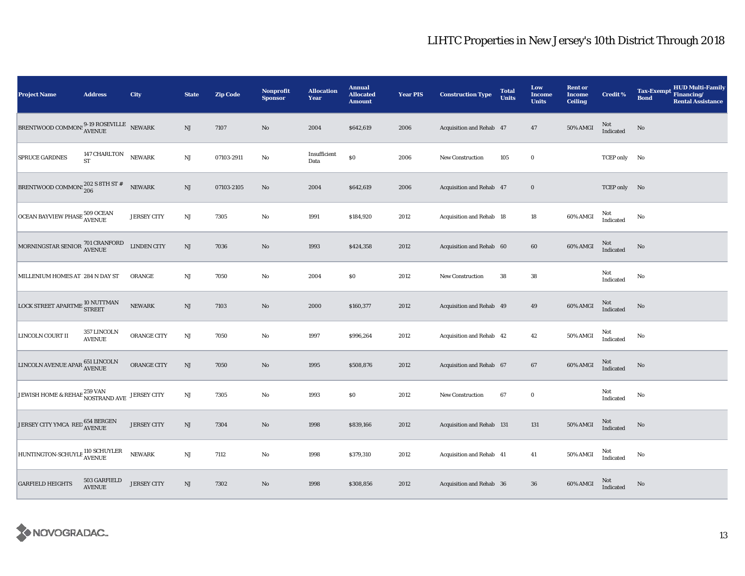# LIHTC Properties in New Jersey's 10th District Through 2018

| Project Name | Address | City | State | Zip Code | Nonprofit Sponsor | Allocation Year | Annual Allocated Amount | Year PIS | Construction Type | Total Units | Low Income Units | Rent or Income Ceiling | Credit % | Tax-Exempt Bond | HUD Multi-Family Financing/ Rental Assistance |
|---|---|---|---|---|---|---|---|---|---|---|---|---|---|---|---|
| BRENTWOOD COMMONS | 9-19 ROSEVILLE AVENUE | NEWARK | NJ | 7107 | No | 2004 | $642,619 | 2006 | Acquisition and Rehab | 47 | 47 | 50% AMGI | Not Indicated | No | |
| SPRUCE GARDNES | 147 CHARLTON ST | NEWARK | NJ | 07103-2911 | No | Insufficient Data | $0 | 2006 | New Construction | 105 | 0 | | TCEP only | No | |
| BRENTWOOD COMMONS | 202 S 8TH ST # 206 | NEWARK | NJ | 07103-2105 | No | 2004 | $642,619 | 2006 | Acquisition and Rehab | 47 | 0 | | TCEP only | No | |
| OCEAN BAYVIEW PHASE | 509 OCEAN AVENUE | JERSEY CITY | NJ | 7305 | No | 1991 | $184,920 | 2012 | Acquisition and Rehab | 18 | 18 | 60% AMGI | Not Indicated | No | |
| MORNINGSTAR SENIOR | 701 CRANFORD AVENUE | LINDEN CITY | NJ | 7036 | No | 1993 | $424,358 | 2012 | Acquisition and Rehab | 60 | 60 | 60% AMGI | Not Indicated | No | |
| MILLENIUM HOMES AT | 284 N DAY ST | ORANGE | NJ | 7050 | No | 2004 | $0 | 2012 | New Construction | 38 | 38 | | Not Indicated | No | |
| LOCK STREET APARTME | 10 NUTTMAN STREET | NEWARK | NJ | 7103 | No | 2000 | $160,377 | 2012 | Acquisition and Rehab | 49 | 49 | 60% AMGI | Not Indicated | No | |
| LINCOLN COURT II | 357 LINCOLN AVENUE | ORANGE CITY | NJ | 7050 | No | 1997 | $996,264 | 2012 | Acquisition and Rehab | 42 | 42 | 50% AMGI | Not Indicated | No | |
| LINCOLN AVENUE APAR | 651 LINCOLN AVENUE | ORANGE CITY | NJ | 7050 | No | 1995 | $508,876 | 2012 | Acquisition and Rehab | 67 | 67 | 60% AMGI | Not Indicated | No | |
| JEWISH HOME & REHAB | 259 VAN NOSTRAND AVE | JERSEY CITY | NJ | 7305 | No | 1993 | $0 | 2012 | New Construction | 67 | 0 | | Not Indicated | No | |
| JERSEY CITY YMCA RED | 654 BERGEN AVENUE | JERSEY CITY | NJ | 7304 | No | 1998 | $839,166 | 2012 | Acquisition and Rehab | 131 | 131 | 50% AMGI | Not Indicated | No | |
| HUNTINGTON-SCHUYLE | 110 SCHUYLER AVENUE | NEWARK | NJ | 7112 | No | 1998 | $379,310 | 2012 | Acquisition and Rehab | 41 | 41 | 50% AMGI | Not Indicated | No | |
| GARFIELD HEIGHTS | 503 GARFIELD AVENUE | JERSEY CITY | NJ | 7302 | No | 1998 | $308,856 | 2012 | Acquisition and Rehab | 36 | 36 | 60% AMGI | Not Indicated | No | |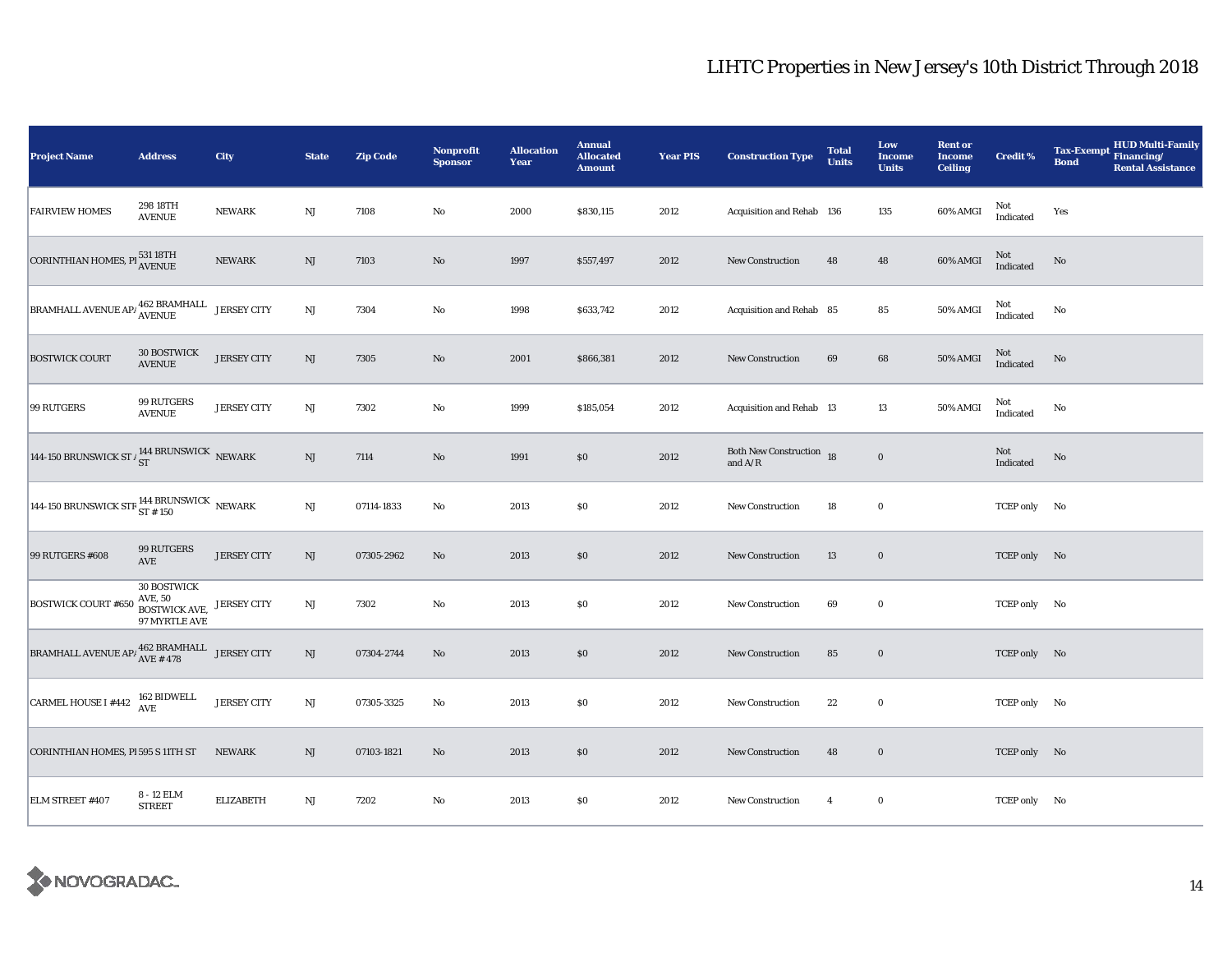# LIHTC Properties in New Jersey's 10th District Through 2018

| Project Name | Address | City | State | Zip Code | Nonprofit Sponsor | Allocation Year | Annual Allocated Amount | Year PIS | Construction Type | Total Units | Low Income Units | Rent or Income Ceiling | Credit % | Tax-Exempt Bond | HUD Multi-Family Financing/ Rental Assistance |
|---|---|---|---|---|---|---|---|---|---|---|---|---|---|---|---|
| FAIRVIEW HOMES | 298 18TH AVENUE | NEWARK | NJ | 7108 | No | 2000 | $830,115 | 2012 | Acquisition and Rehab | 136 | 135 | 60% AMGI | Not Indicated | Yes | |
| CORINTHIAN HOMES, PI | 531 18TH AVENUE | NEWARK | NJ | 7103 | No | 1997 | $557,497 | 2012 | New Construction | 48 | 48 | 60% AMGI | Not Indicated | No | |
| BRAMHALL AVENUE AP/ | 462 BRAMHALL AVENUE | JERSEY CITY | NJ | 7304 | No | 1998 | $633,742 | 2012 | Acquisition and Rehab | 85 | 85 | 50% AMGI | Not Indicated | No | |
| BOSTWICK COURT | 30 BOSTWICK AVENUE | JERSEY CITY | NJ | 7305 | No | 2001 | $866,381 | 2012 | New Construction | 69 | 68 | 50% AMGI | Not Indicated | No | |
| 99 RUTGERS | 99 RUTGERS AVENUE | JERSEY CITY | NJ | 7302 | No | 1999 | $185,054 | 2012 | Acquisition and Rehab | 13 | 13 | 50% AMGI | Not Indicated | No | |
| 144-150 BRUNSWICK ST / | 144 BRUNSWICK ST | NEWARK | NJ | 7114 | No | 1991 | $0 | 2012 | Both New Construction and A/R | 18 | 0 | | Not Indicated | No | |
| 144-150 BRUNSWICK STF | 144 BRUNSWICK ST # 150 | NEWARK | NJ | 07114-1833 | No | 2013 | $0 | 2012 | New Construction | 18 | 0 | | TCEP only | No | |
| 99 RUTGERS #608 | 99 RUTGERS AVE | JERSEY CITY | NJ | 07305-2962 | No | 2013 | $0 | 2012 | New Construction | 13 | 0 | | TCEP only | No | |
| BOSTWICK COURT #650 | 30 BOSTWICK AVE, 50 BOSTWICK AVE, 97 MYRTLE AVE | JERSEY CITY | NJ | 7302 | No | 2013 | $0 | 2012 | New Construction | 69 | 0 | | TCEP only | No | |
| BRAMHALL AVENUE AP/ | 462 BRAMHALL AVE # 478 | JERSEY CITY | NJ | 07304-2744 | No | 2013 | $0 | 2012 | New Construction | 85 | 0 | | TCEP only | No | |
| CARMEL HOUSE I #442 | 162 BIDWELL AVE | JERSEY CITY | NJ | 07305-3325 | No | 2013 | $0 | 2012 | New Construction | 22 | 0 | | TCEP only | No | |
| CORINTHIAN HOMES, PI | 595 S 11TH ST | NEWARK | NJ | 07103-1821 | No | 2013 | $0 | 2012 | New Construction | 48 | 0 | | TCEP only | No | |
| ELM STREET #407 | 8 - 12 ELM STREET | ELIZABETH | NJ | 7202 | No | 2013 | $0 | 2012 | New Construction | 4 | 0 | | TCEP only | No | |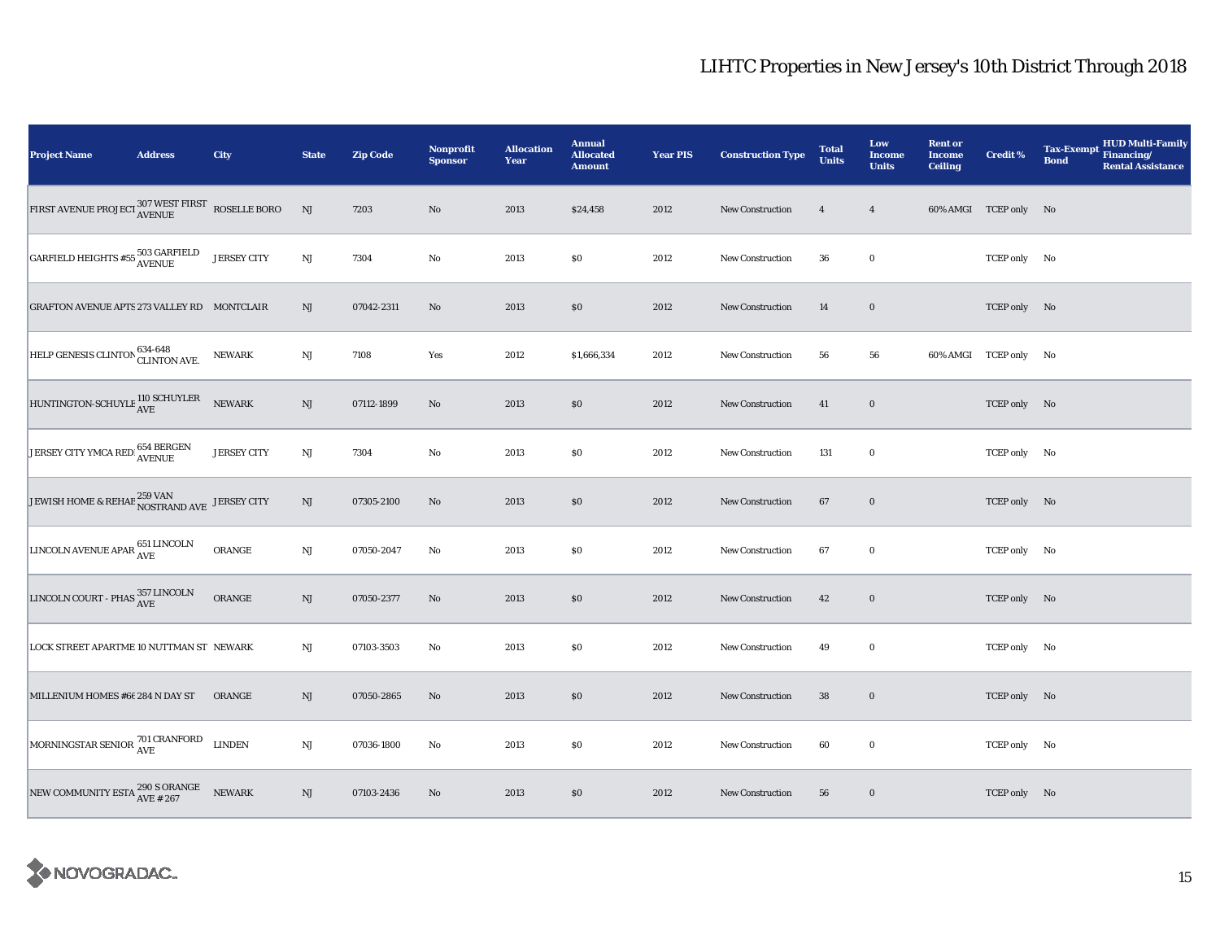## LIHTC Properties in New Jersey's 10th District Through 2018

| Project Name | Address | City | State | Zip Code | Nonprofit Sponsor | Allocation Year | Annual Allocated Amount | Year PIS | Construction Type | Total Units | Low Income Units | Rent or Income Ceiling | Credit % | Tax-Exempt Bond | HUD Multi-Family Financing/ Rental Assistance |
|---|---|---|---|---|---|---|---|---|---|---|---|---|---|---|---|
| FIRST AVENUE PROJECT | 307 WEST FIRST AVENUE | ROSELLE BORO | NJ | 7203 | No | 2013 | $24,458 | 2012 | New Construction | 4 | 4 | 60% AMGI | TCEP only | No | |
| GARFIELD HEIGHTS #55 | 503 GARFIELD AVENUE | JERSEY CITY | NJ | 7304 | No | 2013 | $0 | 2012 | New Construction | 36 | 0 | | TCEP only | No | |
| GRAFTON AVENUE APTS | 273 VALLEY RD | MONTCLAIR | NJ | 07042-2311 | No | 2013 | $0 | 2012 | New Construction | 14 | 0 | | TCEP only | No | |
| HELP GENESIS CLINTON | 634-648 CLINTON AVE. | NEWARK | NJ | 7108 | Yes | 2012 | $1,666,334 | 2012 | New Construction | 56 | 56 | 60% AMGI | TCEP only | No | |
| HUNTINGTON-SCHUYLE | 110 SCHUYLER AVE | NEWARK | NJ | 07112-1899 | No | 2013 | $0 | 2012 | New Construction | 41 | 0 | | TCEP only | No | |
| JERSEY CITY YMCA RED | 654 BERGEN AVENUE | JERSEY CITY | NJ | 7304 | No | 2013 | $0 | 2012 | New Construction | 131 | 0 | | TCEP only | No | |
| JEWISH HOME & REHAB | 259 VAN NOSTRAND AVE | JERSEY CITY | NJ | 07305-2100 | No | 2013 | $0 | 2012 | New Construction | 67 | 0 | | TCEP only | No | |
| LINCOLN AVENUE APAR | 651 LINCOLN AVE | ORANGE | NJ | 07050-2047 | No | 2013 | $0 | 2012 | New Construction | 67 | 0 | | TCEP only | No | |
| LINCOLN COURT - PHAS | 357 LINCOLN AVE | ORANGE | NJ | 07050-2377 | No | 2013 | $0 | 2012 | New Construction | 42 | 0 | | TCEP only | No | |
| LOCK STREET APARTME | 10 NUTTMAN ST | NEWARK | NJ | 07103-3503 | No | 2013 | $0 | 2012 | New Construction | 49 | 0 | | TCEP only | No | |
| MILLENIUM HOMES #66 | 284 N DAY ST | ORANGE | NJ | 07050-2865 | No | 2013 | $0 | 2012 | New Construction | 38 | 0 | | TCEP only | No | |
| MORNINGSTAR SENIOR | 701 CRANFORD AVE | LINDEN | NJ | 07036-1800 | No | 2013 | $0 | 2012 | New Construction | 60 | 0 | | TCEP only | No | |
| NEW COMMUNITY ESTA | 290 S ORANGE AVE # 267 | NEWARK | NJ | 07103-2436 | No | 2013 | $0 | 2012 | New Construction | 56 | 0 | | TCEP only | No | |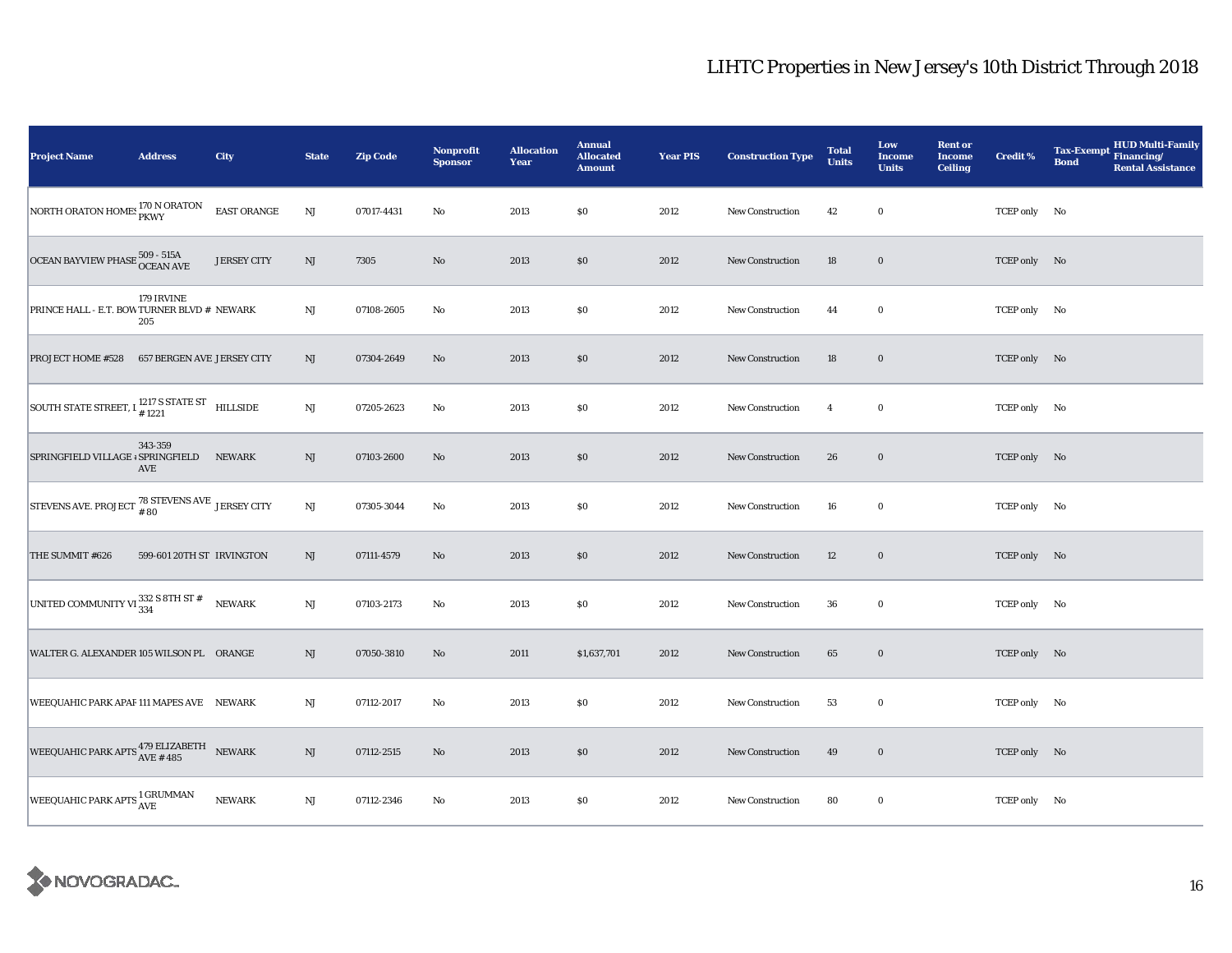# LIHTC Properties in New Jersey's 10th District Through 2018

| Project Name | Address | City | State | Zip Code | Nonprofit Sponsor | Allocation Year | Annual Allocated Amount | Year PIS | Construction Type | Total Units | Low Income Units | Rent or Income Ceiling | Credit % | Tax-Exempt Bond | HUD Multi-Family Financing/ Rental Assistance |
|---|---|---|---|---|---|---|---|---|---|---|---|---|---|---|---|
| NORTH ORATON HOMES | 170 N ORATON PKWY | EAST ORANGE | NJ | 07017-4431 | No | 2013 | $0 | 2012 | New Construction | 42 | 0 | | TCEP only | No | |
| OCEAN BAYVIEW PHASE | 509 - 515A OCEAN AVE | JERSEY CITY | NJ | 7305 | No | 2013 | $0 | 2012 | New Construction | 18 | 0 | | TCEP only | No | |
| PRINCE HALL - E.T. BOW | 179 IRVINE TURNER BLVD # 205 | NEWARK | NJ | 07108-2605 | No | 2013 | $0 | 2012 | New Construction | 44 | 0 | | TCEP only | No | |
| PROJECT HOME #528 | 657 BERGEN AVE | JERSEY CITY | NJ | 07304-2649 | No | 2013 | $0 | 2012 | New Construction | 18 | 0 | | TCEP only | No | |
| SOUTH STATE STREET, I | 1217 S STATE ST # 1221 | HILLSIDE | NJ | 07205-2623 | No | 2013 | $0 | 2012 | New Construction | 4 | 0 | | TCEP only | No | |
| SPRINGFIELD VILLAGE | 343-359 SPRINGFIELD AVE | NEWARK | NJ | 07103-2600 | No | 2013 | $0 | 2012 | New Construction | 26 | 0 | | TCEP only | No | |
| STEVENS AVE. PROJECT | 78 STEVENS AVE # 80 | JERSEY CITY | NJ | 07305-3044 | No | 2013 | $0 | 2012 | New Construction | 16 | 0 | | TCEP only | No | |
| THE SUMMIT #626 | 599-601 20TH ST | IRVINGTON | NJ | 07111-4579 | No | 2013 | $0 | 2012 | New Construction | 12 | 0 | | TCEP only | No | |
| UNITED COMMUNITY VI | 332 S 8TH ST # 334 | NEWARK | NJ | 07103-2173 | No | 2013 | $0 | 2012 | New Construction | 36 | 0 | | TCEP only | No | |
| WALTER G. ALEXANDER | 105 WILSON PL | ORANGE | NJ | 07050-3810 | No | 2011 | $1,637,701 | 2012 | New Construction | 65 | 0 | | TCEP only | No | |
| WEEQUAHIC PARK APAF | 111 MAPES AVE | NEWARK | NJ | 07112-2017 | No | 2013 | $0 | 2012 | New Construction | 53 | 0 | | TCEP only | No | |
| WEEQUAHIC PARK APTS | 479 ELIZABETH AVE # 485 | NEWARK | NJ | 07112-2515 | No | 2013 | $0 | 2012 | New Construction | 49 | 0 | | TCEP only | No | |
| WEEQUAHIC PARK APTS | 1 GRUMMAN AVE | NEWARK | NJ | 07112-2346 | No | 2013 | $0 | 2012 | New Construction | 80 | 0 | | TCEP only | No | |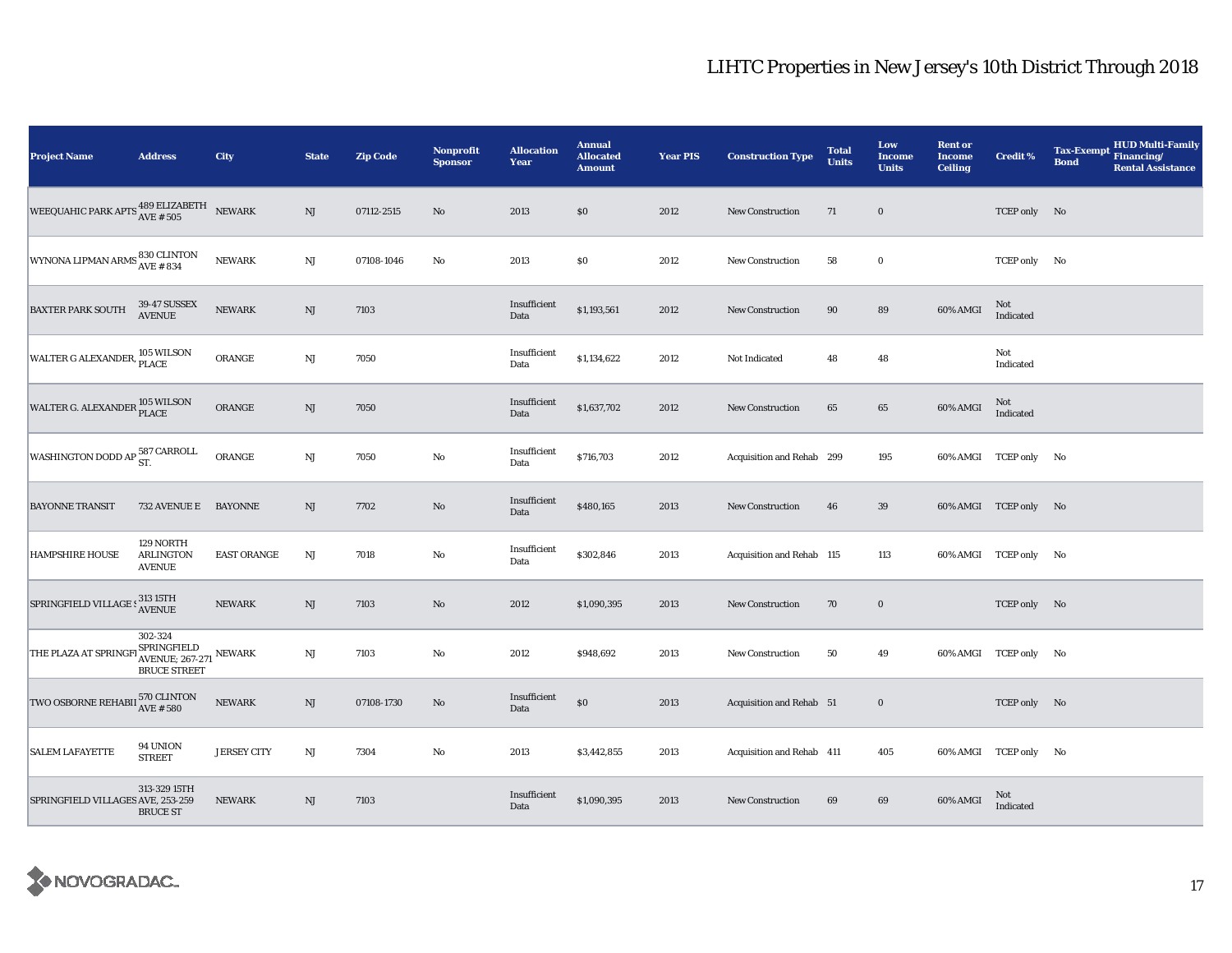# LIHTC Properties in New Jersey's 10th District Through 2018

| Project Name | Address | City | State | Zip Code | Nonprofit Sponsor | Allocation Year | Annual Allocated Amount | Year PIS | Construction Type | Total Units | Low Income Units | Rent or Income Ceiling | Credit % | Tax-Exempt Bond | HUD Multi-Family Financing/ Rental Assistance |
|---|---|---|---|---|---|---|---|---|---|---|---|---|---|---|---|
| WEEQUAHIC PARK APTS | 489 ELIZABETH AVE # 505 | NEWARK | NJ | 07112-2515 | No | 2013 | $0 | 2012 | New Construction | 71 | 0 | | TCEP only | No | |
| WYNONA LIPMAN ARMS | 830 CLINTON AVE # 834 | NEWARK | NJ | 07108-1046 | No | 2013 | $0 | 2012 | New Construction | 58 | 0 | | TCEP only | No | |
| BAXTER PARK SOUTH | 39-47 SUSSEX AVENUE | NEWARK | NJ | 7103 | | Insufficient Data | $1,193,561 | 2012 | New Construction | 90 | 89 | 60% AMGI | Not Indicated | | |
| WALTER G ALEXANDER, | 105 WILSON PLACE | ORANGE | NJ | 7050 | | Insufficient Data | $1,134,622 | 2012 | Not Indicated | 48 | 48 | | Not Indicated | | |
| WALTER G. ALEXANDER | 105 WILSON PLACE | ORANGE | NJ | 7050 | | Insufficient Data | $1,637,702 | 2012 | New Construction | 65 | 65 | 60% AMGI | Not Indicated | | |
| WASHINGTON DODD AP | 587 CARROLL ST. | ORANGE | NJ | 7050 | No | Insufficient Data | $716,703 | 2012 | Acquisition and Rehab | 299 | 195 | 60% AMGI | TCEP only | No | |
| BAYONNE TRANSIT | 732 AVENUE E | BAYONNE | NJ | 7702 | No | Insufficient Data | $480,165 | 2013 | New Construction | 46 | 39 | 60% AMGI | TCEP only | No | |
| HAMPSHIRE HOUSE | 129 NORTH ARLINGTON AVENUE | EAST ORANGE | NJ | 7018 | No | Insufficient Data | $302,846 | 2013 | Acquisition and Rehab | 115 | 113 | 60% AMGI | TCEP only | No | |
| SPRINGFIELD VILLAGE S | 313 15TH AVENUE | NEWARK | NJ | 7103 | No | 2012 | $1,090,395 | 2013 | New Construction | 70 | 0 | | TCEP only | No | |
| THE PLAZA AT SPRINGFI | 302-324 SPRINGFIELD AVENUE; 267-271 BRUCE STREET | NEWARK | NJ | 7103 | No | 2012 | $948,692 | 2013 | New Construction | 50 | 49 | 60% AMGI | TCEP only | No | |
| TWO OSBORNE REHABII | 570 CLINTON AVE # 580 | NEWARK | NJ | 07108-1730 | No | Insufficient Data | $0 | 2013 | Acquisition and Rehab | 51 | 0 | | TCEP only | No | |
| SALEM LAFAYETTE | 94 UNION STREET | JERSEY CITY | NJ | 7304 | No | 2013 | $3,442,855 | 2013 | Acquisition and Rehab | 411 | 405 | 60% AMGI | TCEP only | No | |
| SPRINGFIELD VILLAGES | 313-329 15TH AVE, 253-259 BRUCE ST | NEWARK | NJ | 7103 | | Insufficient Data | $1,090,395 | 2013 | New Construction | 69 | 69 | 60% AMGI | Not Indicated | | |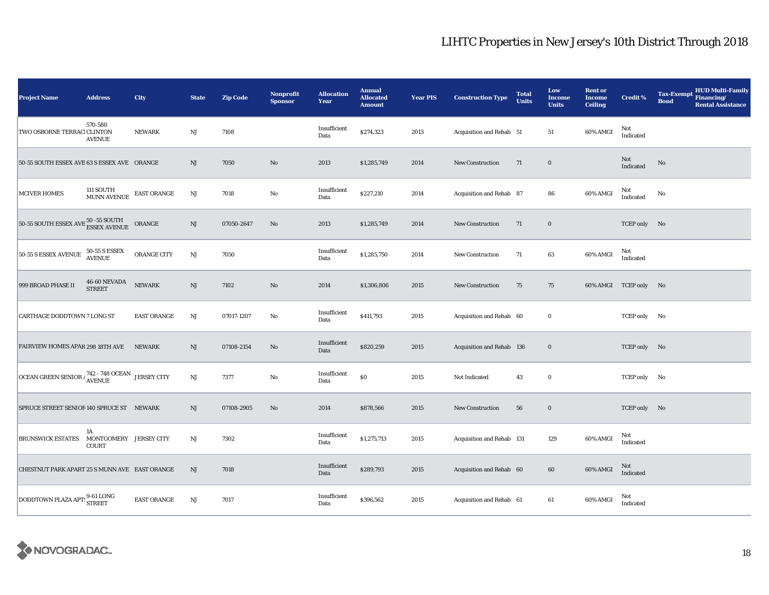# LIHTC Properties in New Jersey's 10th District Through 2018

| Project Name | Address | City | State | Zip Code | Nonprofit Sponsor | Allocation Year | Annual Allocated Amount | Year PIS | Construction Type | Total Units | Low Income Units | Rent or Income Ceiling | Credit % | Tax-Exempt Bond | HUD Multi-Family Financing/ Rental Assistance |
|---|---|---|---|---|---|---|---|---|---|---|---|---|---|---|---|
| TWO OSBORNE TERRACE | 570-580 CLINTON AVENUE | NEWARK | NJ | 7108 | | Insufficient Data | $274,323 | 2013 | Acquisition and Rehab | 51 | 51 | 60% AMGI | Not Indicated | | |
| 50-55 SOUTH ESSEX AVE | 63 S ESSEX AVE | ORANGE | NJ | 7050 | No | 2013 | $1,285,749 | 2014 | New Construction | 71 | 0 | | Not Indicated | No | |
| MCIVER HOMES | 111 SOUTH MUNN AVENUE | EAST ORANGE | NJ | 7018 | No | Insufficient Data | $227,210 | 2014 | Acquisition and Rehab | 87 | 86 | 60% AMGI | Not Indicated | No | |
| 50-55 SOUTH ESSEX AVE | 50 -55 SOUTH ESSEX AVENUE | ORANGE | NJ | 07050-2647 | No | 2013 | $1,285,749 | 2014 | New Construction | 71 | 0 | | TCEP only | No | |
| 50-55 S ESSEX AVENUE | 50-55 S ESSEX AVENUE | ORANGE CITY | NJ | 7050 | | Insufficient Data | $1,285,750 | 2014 | New Construction | 71 | 63 | 60% AMGI | Not Indicated | | |
| 999 BROAD PHASE II | 46-60 NEVADA STREET | NEWARK | NJ | 7102 | No | 2014 | $1,306,806 | 2015 | New Construction | 75 | 75 | 60% AMGI | TCEP only | No | |
| CARTHAGE DODDTOWN | 7 LONG ST | EAST ORANGE | NJ | 07017-1207 | No | Insufficient Data | $411,793 | 2015 | Acquisition and Rehab | 60 | 0 | | TCEP only | No | |
| FAIRVIEW HOMES APAR | 298 18TH AVE | NEWARK | NJ | 07108-2154 | No | Insufficient Data | $820,259 | 2015 | Acquisition and Rehab | 136 | 0 | | TCEP only | No | |
| OCEAN GREEN SENIOR A | 742 - 748 OCEAN AVENUE | JERSEY CITY | NJ | 7377 | No | Insufficient Data | $0 | 2015 | Not Indicated | 43 | 0 | | TCEP only | No | |
| SPRUCE STREET SENIOR | 140 SPRUCE ST | NEWARK | NJ | 07108-2905 | No | 2014 | $878,566 | 2015 | New Construction | 56 | 0 | | TCEP only | No | |
| BRUNSWICK ESTATES | 1A MONTGOMERY COURT | JERSEY CITY | NJ | 7302 | | Insufficient Data | $1,275,713 | 2015 | Acquisition and Rehab | 131 | 129 | 60% AMGI | Not Indicated | | |
| CHESTNUT PARK APART | 25 S MUNN AVE | EAST ORANGE | NJ | 7018 | | Insufficient Data | $289,793 | 2015 | Acquisition and Rehab | 60 | 60 | 60% AMGI | Not Indicated | | |
| DODDTOWN PLAZA APTS | 9-61 LONG STREET | EAST ORANGE | NJ | 7017 | | Insufficient Data | $396,562 | 2015 | Acquisition and Rehab | 61 | 61 | 60% AMGI | Not Indicated | | |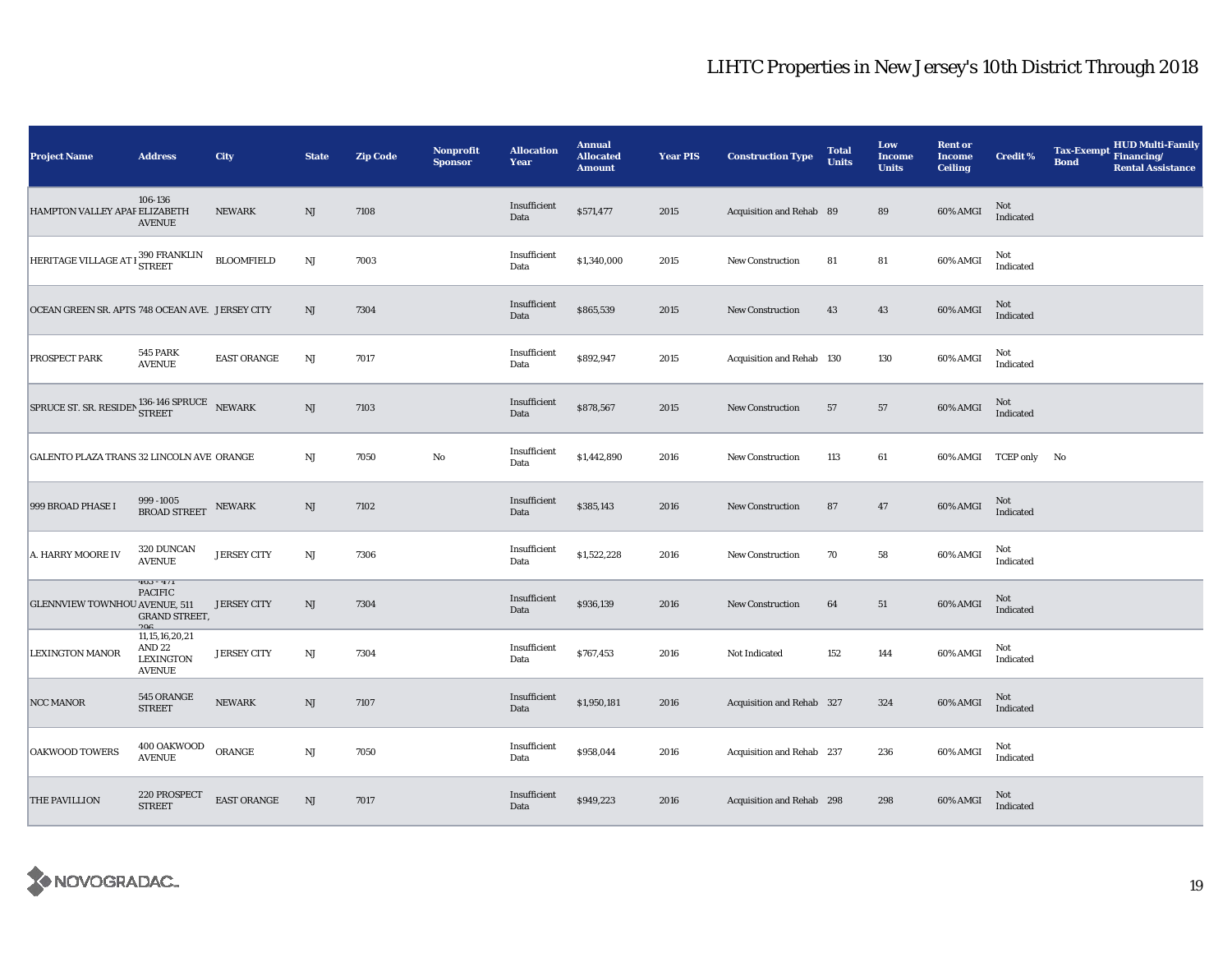# LIHTC Properties in New Jersey's 10th District Through 2018

| Project Name | Address | City | State | Zip Code | Nonprofit Sponsor | Allocation Year | Annual Allocated Amount | Year PIS | Construction Type | Total Units | Low Income Units | Rent or Income Ceiling | Credit % | Tax-Exempt Bond | HUD Multi-Family Financing/ Rental Assistance |
|---|---|---|---|---|---|---|---|---|---|---|---|---|---|---|---|
| HAMPTON VALLEY APAI | 106-136 ELIZABETH AVENUE | NEWARK | NJ | 7108 | | Insufficient Data | $571,477 | 2015 | Acquisition and Rehab | 89 | 89 | 60% AMGI | Not Indicated | | |
| HERITAGE VILLAGE AT I | 390 FRANKLIN STREET | BLOOMFIELD | NJ | 7003 | | Insufficient Data | $1,340,000 | 2015 | New Construction | 81 | 81 | 60% AMGI | Not Indicated | | |
| OCEAN GREEN SR. APTS | 748 OCEAN AVE. | JERSEY CITY | NJ | 7304 | | Insufficient Data | $865,539 | 2015 | New Construction | 43 | 43 | 60% AMGI | Not Indicated | | |
| PROSPECT PARK | 545 PARK AVENUE | EAST ORANGE | NJ | 7017 | | Insufficient Data | $892,947 | 2015 | Acquisition and Rehab | 130 | 130 | 60% AMGI | Not Indicated | | |
| SPRUCE ST. SR. RESIDEN | 136-146 SPRUCE STREET | NEWARK | NJ | 7103 | | Insufficient Data | $878,567 | 2015 | New Construction | 57 | 57 | 60% AMGI | Not Indicated | | |
| GALENTO PLAZA TRANS | 32 LINCOLN AVE | ORANGE | NJ | 7050 | No | Insufficient Data | $1,442,890 | 2016 | New Construction | 113 | 61 | 60% AMGI | TCEP only | No | |
| 999 BROAD PHASE I | 999 -1005 BROAD STREET | NEWARK | NJ | 7102 | | Insufficient Data | $385,143 | 2016 | New Construction | 87 | 47 | 60% AMGI | Not Indicated | | |
| A. HARRY MOORE IV | 320 DUNCAN AVENUE | JERSEY CITY | NJ | 7306 | | Insufficient Data | $1,522,228 | 2016 | New Construction | 70 | 58 | 60% AMGI | Not Indicated | | |
| GLENNVIEW TOWNHOU | 465 - 471 PACIFIC AVENUE, 511 GRAND STREET, 296 | JERSEY CITY | NJ | 7304 | | Insufficient Data | $936,139 | 2016 | New Construction | 64 | 51 | 60% AMGI | Not Indicated | | |
| LEXINGTON MANOR | 11,15,16,20,21 AND 22 LEXINGTON AVENUE | JERSEY CITY | NJ | 7304 | | Insufficient Data | $767,453 | 2016 | Not Indicated | 152 | 144 | 60% AMGI | Not Indicated | | |
| NCC MANOR | 545 ORANGE STREET | NEWARK | NJ | 7107 | | Insufficient Data | $1,950,181 | 2016 | Acquisition and Rehab | 327 | 324 | 60% AMGI | Not Indicated | | |
| OAKWOOD TOWERS | 400 OAKWOOD AVENUE | ORANGE | NJ | 7050 | | Insufficient Data | $958,044 | 2016 | Acquisition and Rehab | 237 | 236 | 60% AMGI | Not Indicated | | |
| THE PAVILLION | 220 PROSPECT STREET | EAST ORANGE | NJ | 7017 | | Insufficient Data | $949,223 | 2016 | Acquisition and Rehab | 298 | 298 | 60% AMGI | Not Indicated | | |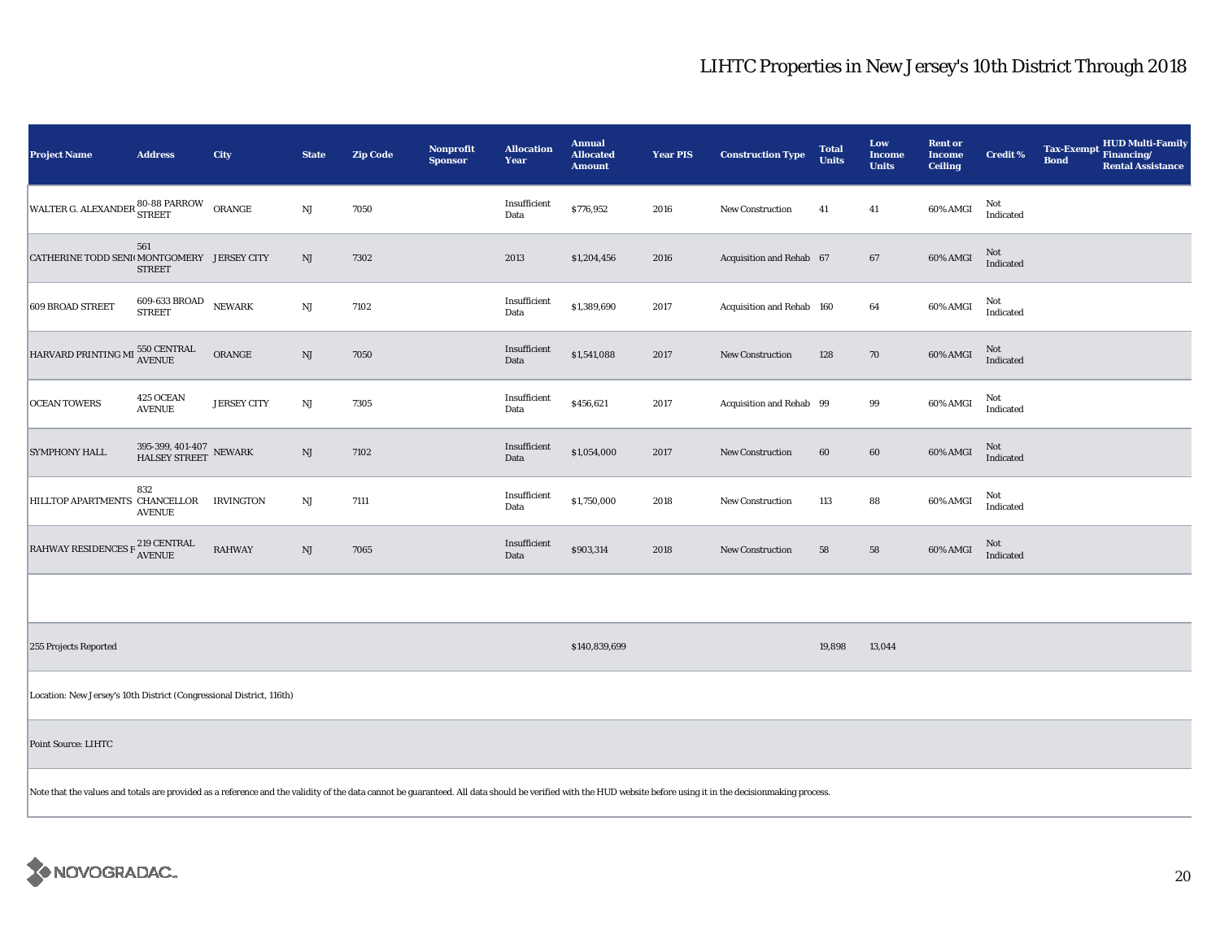# LIHTC Properties in New Jersey's 10th District Through 2018

| Project Name | Address | City | State | Zip Code | Nonprofit Sponsor | Allocation Year | Annual Allocated Amount | Year PIS | Construction Type | Total Units | Low Income Units | Rent or Income Ceiling | Credit % | Tax-Exempt Bond | HUD Multi-Family Financing/ Rental Assistance |
|---|---|---|---|---|---|---|---|---|---|---|---|---|---|---|---|
| WALTER G. ALEXANDER | 80-88 PARROW STREET | ORANGE | NJ | 7050 | | Insufficient Data | $776,952 | 2016 | New Construction | 41 | 41 | 60% AMGI | Not Indicated | | |
| CATHERINE TODD SENI( | 561 MONTGOMERY STREET | JERSEY CITY | NJ | 7302 | | 2013 | $1,204,456 | 2016 | Acquisition and Rehab | 67 | 67 | 60% AMGI | Not Indicated | | |
| 609 BROAD STREET | 609-633 BROAD STREET | NEWARK | NJ | 7102 | | Insufficient Data | $1,389,690 | 2017 | Acquisition and Rehab | 160 | 64 | 60% AMGI | Not Indicated | | |
| HARVARD PRINTING MI | 550 CENTRAL AVENUE | ORANGE | NJ | 7050 | | Insufficient Data | $1,541,088 | 2017 | New Construction | 128 | 70 | 60% AMGI | Not Indicated | | |
| OCEAN TOWERS | 425 OCEAN AVENUE | JERSEY CITY | NJ | 7305 | | Insufficient Data | $456,621 | 2017 | Acquisition and Rehab | 99 | 99 | 60% AMGI | Not Indicated | | |
| SYMPHONY HALL | 395-399, 401-407 HALSEY STREET | NEWARK | NJ | 7102 | | Insufficient Data | $1,054,000 | 2017 | New Construction | 60 | 60 | 60% AMGI | Not Indicated | | |
| HILLTOP APARTMENTS | 832 CHANCELLOR AVENUE | IRVINGTON | NJ | 7111 | | Insufficient Data | $1,750,000 | 2018 | New Construction | 113 | 88 | 60% AMGI | Not Indicated | | |
| RAHWAY RESIDENCES F | 219 CENTRAL AVENUE | RAHWAY | NJ | 7065 | | Insufficient Data | $903,314 | 2018 | New Construction | 58 | 58 | 60% AMGI | Not Indicated | | |
| | | | | | | | | | | | | | | | |
| 255 Projects Reported | | | | | | | $140,839,699 | | | 19,898 | 13,044 | | | | |

Location: New Jersey's 10th District (Congressional District, 116th)

Point Source: LIHTC

Note that the values and totals are provided as a reference and the validity of the data cannot be guaranteed. All data should be verified with the HUD website before using it in the decisionmaking process.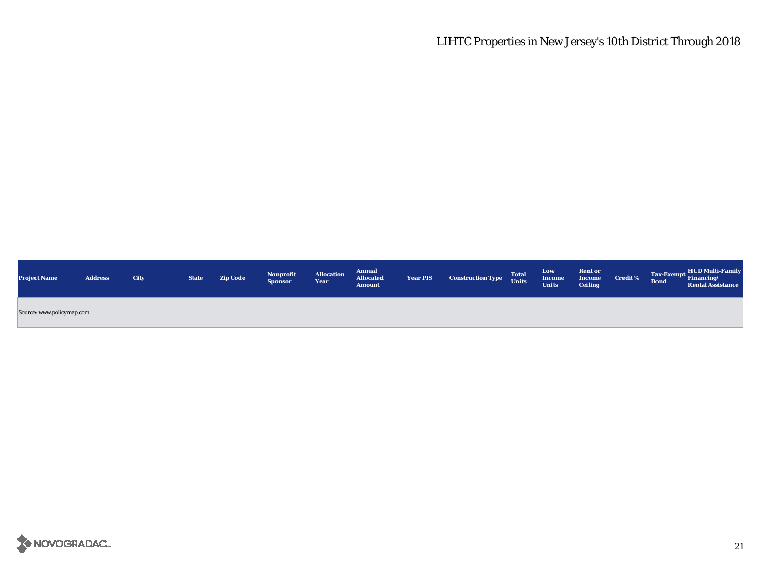# LIHTC Properties in New Jersey's 10th District Through 2018

| Project Name | Address | City | State | Zip Code | Nonprofit Sponsor | Allocation Year | Annual Allocated Amount | Year PIS | Construction Type | Total Units | Low Income Units | Rent or Income Ceiling | Credit % | Tax-Exempt Bond | HUD Multi-Family Financing/ Rental Assistance |
|---|---|---|---|---|---|---|---|---|---|---|---|---|---|---|---|
| Source: www.policymap.com | | | | | | | | | | | | | | | |